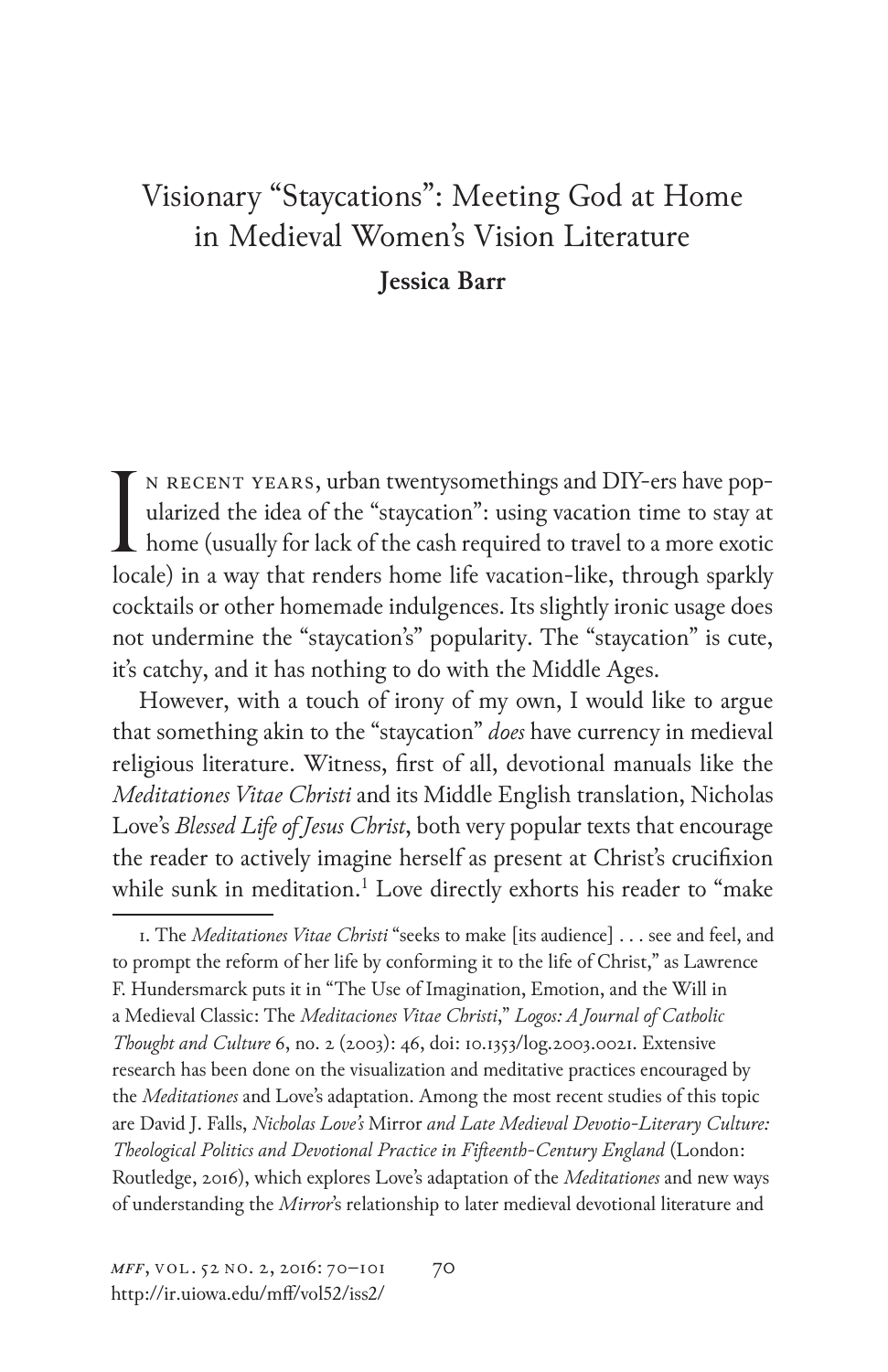# Visionary "Staycations": Meeting God at Home in Medieval Women's Vision Literature

**Jessica Barr**

In recent years, urban twentysomethings and DIY-ers have popularized the idea of the "staycation": using vacation time to stay at home (usually for lack of the cash required to travel to a more exotic locale) in a way that renders home life vacation-like, through sparkly cocktails or other homemade indulgences. Its slightly ironic usage does not undermine the "staycation's" popularity. The "staycation" is cute, it's catchy, and it has nothing to do with the Middle Ages.

However, with a touch of irony of my own, I would like to argue that something akin to the "staycation" *does* have currency in medieval religious literature. Witness, first of all, devotional manuals like the *Meditationes Vitae Christi* and its Middle English translation, Nicholas Love's *Blessed Life of Jesus Christ*, both very popular texts that encourage the reader to actively imagine herself as present at Christ's crucifixion while sunk in meditation.[1] Love directly exhorts his reader to "make

1. The *Meditationes Vitae Christi* "seeks to make [its audience] . . . see and feel, and to prompt the reform of her life by conforming it to the life of Christ," as Lawrence F. Hundersmarck puts it in "The Use of Imagination, Emotion, and the Will in a Medieval Classic: The *Meditaciones Vitae Christi*," *Logos: A Journal of Catholic Thought and Culture* 6, no. 2 (2003): 46, doi: 10.1353/log.2003.0021. Extensive research has been done on the visualization and meditative practices encouraged by the *Meditationes* and Love's adaptation. Among the most recent studies of this topic are David J. Falls, *Nicholas Love's* Mirror *and Late Medieval Devotio-Literary Culture: Theological Politics and Devotional Practice in Fifteenth-Century England* (London: Routledge, 2016), which explores Love's adaptation of the *Meditationes* and new ways of understanding the *Mirror*'s relationship to later medieval devotional literature and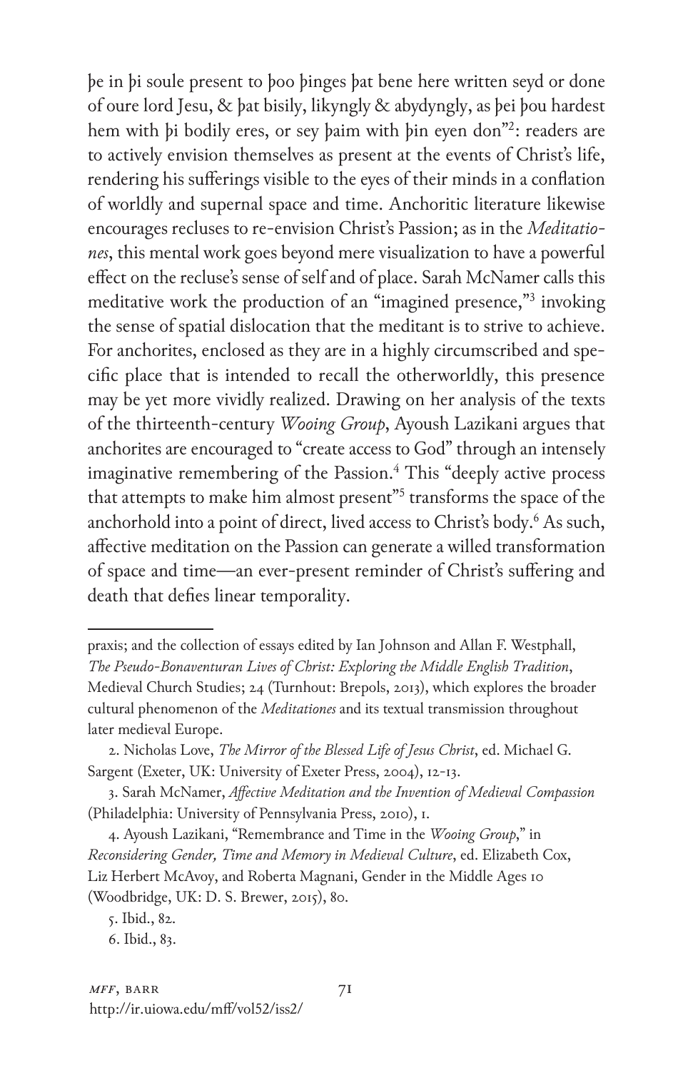þe in þi soule present to þoo þinges þat bene here written seyd or done of oure lord Jesu, & þat bisily, likyngly & abydyngly, as þei þou hardest hem with þi bodily eres, or sey þaim with þin eyen don"[2]: readers are to actively envision themselves as present at the events of Christ's life, rendering his sufferings visible to the eyes of their minds in a conflation of worldly and supernal space and time. Anchoritic literature likewise encourages recluses to re-envision Christ's Passion; as in the *Meditationes*, this mental work goes beyond mere visualization to have a powerful effect on the recluse's sense of self and of place. Sarah McNamer calls this meditative work the production of an "imagined presence,"[3] invoking the sense of spatial dislocation that the meditant is to strive to achieve. For anchorites, enclosed as they are in a highly circumscribed and specific place that is intended to recall the otherworldly, this presence may be yet more vividly realized. Drawing on her analysis of the texts of the thirteenth-century *Wooing Group*, Ayoush Lazikani argues that anchorites are encouraged to "create access to God" through an intensely imaginative remembering of the Passion.[4] This "deeply active process that attempts to make him almost present"[5] transforms the space of the anchorhold into a point of direct, lived access to Christ's body.[6] As such, affective meditation on the Passion can generate a willed transformation of space and time—an ever-present reminder of Christ's suffering and death that defies linear temporality.

---

praxis; and the collection of essays edited by Ian Johnson and Allan F. Westphall, *The Pseudo-Bonaventuran Lives of Christ: Exploring the Middle English Tradition*, Medieval Church Studies; 24 (Turnhout: Brepols, 2013), which explores the broader cultural phenomenon of the *Meditationes* and its textual transmission throughout later medieval Europe.

2. Nicholas Love, *The Mirror of the Blessed Life of Jesus Christ*, ed. Michael G. Sargent (Exeter, UK: University of Exeter Press, 2004), 12-13.

3. Sarah McNamer, *Affective Meditation and the Invention of Medieval Compassion* (Philadelphia: University of Pennsylvania Press, 2010), 1.

4. Ayoush Lazikani, "Remembrance and Time in the *Wooing Group*," in *Reconsidering Gender, Time and Memory in Medieval Culture*, ed. Elizabeth Cox, Liz Herbert McAvoy, and Roberta Magnani, Gender in the Middle Ages 10 (Woodbridge, UK: D. S. Brewer, 2015), 80.

5. Ibid., 82.

6. Ibid., 83.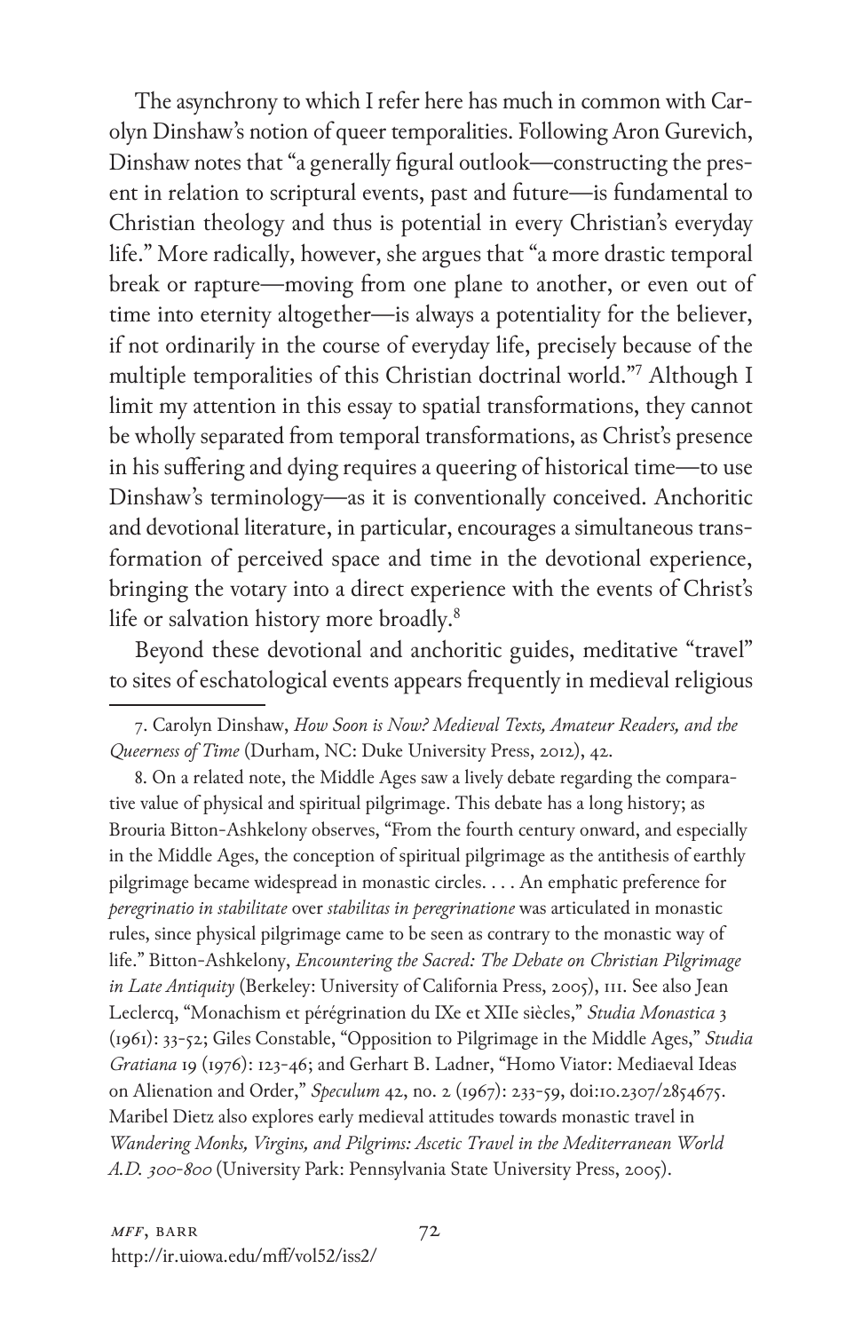The asynchrony to which I refer here has much in common with Carolyn Dinshaw's notion of queer temporalities. Following Aron Gurevich, Dinshaw notes that "a generally figural outlook—constructing the present in relation to scriptural events, past and future—is fundamental to Christian theology and thus is potential in every Christian's everyday life." More radically, however, she argues that "a more drastic temporal break or rapture—moving from one plane to another, or even out of time into eternity altogether—is always a potentiality for the believer, if not ordinarily in the course of everyday life, precisely because of the multiple temporalities of this Christian doctrinal world."[7] Although I limit my attention in this essay to spatial transformations, they cannot be wholly separated from temporal transformations, as Christ's presence in his suffering and dying requires a queering of historical time—to use Dinshaw's terminology—as it is conventionally conceived. Anchoritic and devotional literature, in particular, encourages a simultaneous transformation of perceived space and time in the devotional experience, bringing the votary into a direct experience with the events of Christ's life or salvation history more broadly.[8]

Beyond these devotional and anchoritic guides, meditative "travel" to sites of eschatological events appears frequently in medieval religious

7. Carolyn Dinshaw, *How Soon is Now? Medieval Texts, Amateur Readers, and the Queerness of Time* (Durham, NC: Duke University Press, 2012), 42.

8. On a related note, the Middle Ages saw a lively debate regarding the comparative value of physical and spiritual pilgrimage. This debate has a long history; as Brouria Bitton-Ashkelony observes, "From the fourth century onward, and especially in the Middle Ages, the conception of spiritual pilgrimage as the antithesis of earthly pilgrimage became widespread in monastic circles. . . . An emphatic preference for *peregrinatio in stabilitate* over *stabilitas in peregrinatione* was articulated in monastic rules, since physical pilgrimage came to be seen as contrary to the monastic way of life." Bitton-Ashkelony, *Encountering the Sacred: The Debate on Christian Pilgrimage in Late Antiquity* (Berkeley: University of California Press, 2005), 111. See also Jean Leclercq, "Monachism et pérégrination du IXe et XIIe siècles," *Studia Monastica* 3 (1961): 33-52; Giles Constable, "Opposition to Pilgrimage in the Middle Ages," *Studia Gratiana* 19 (1976): 123-46; and Gerhart B. Ladner, "Homo Viator: Mediaeval Ideas on Alienation and Order," *Speculum* 42, no. 2 (1967): 233-59, doi:10.2307/2854675. Maribel Dietz also explores early medieval attitudes towards monastic travel in *Wandering Monks, Virgins, and Pilgrims: Ascetic Travel in the Mediterranean World A.D. 300-800* (University Park: Pennsylvania State University Press, 2005).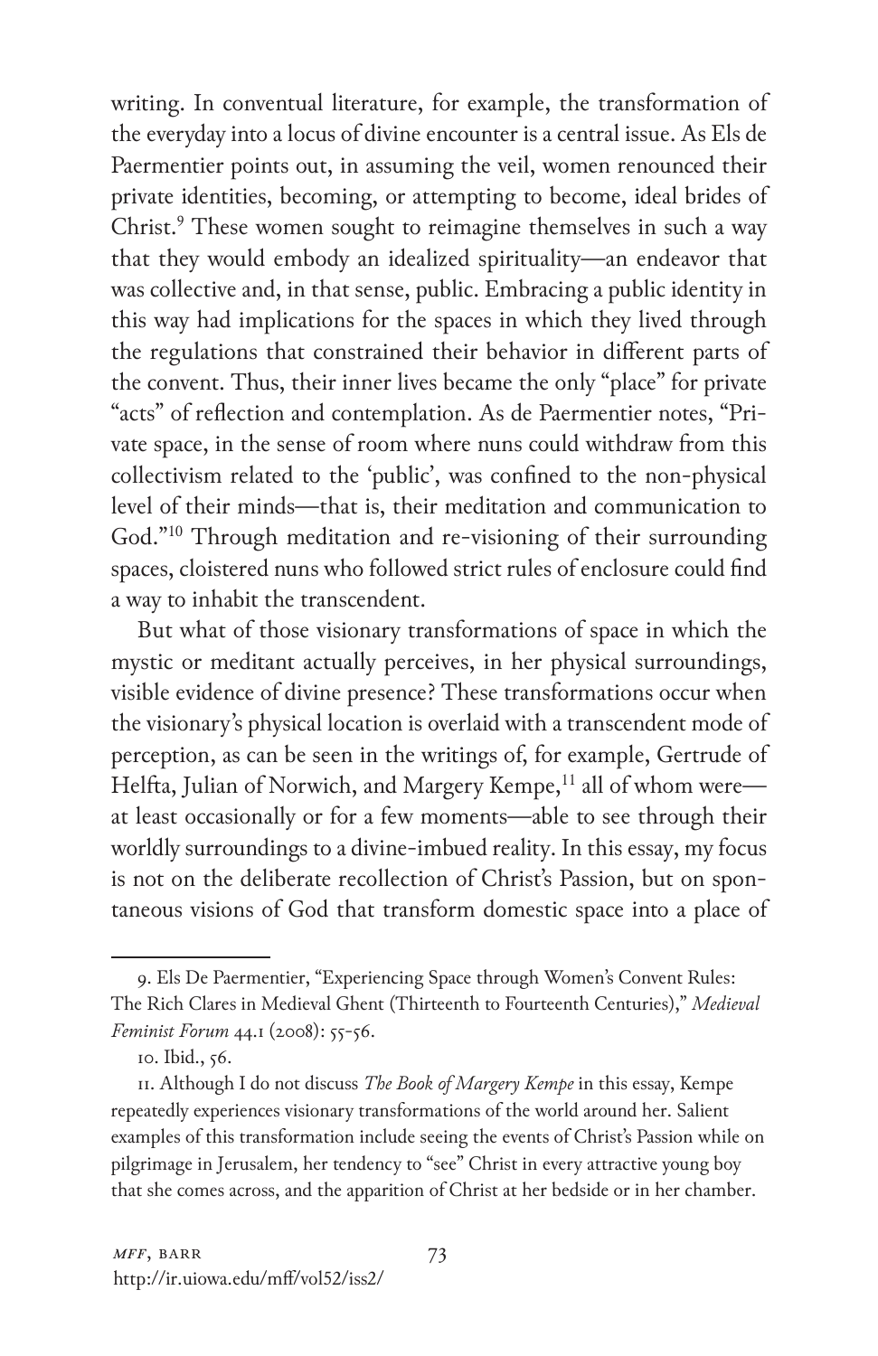writing. In conventual literature, for example, the transformation of the everyday into a locus of divine encounter is a central issue. As Els de Paermentier points out, in assuming the veil, women renounced their private identities, becoming, or attempting to become, ideal brides of Christ.[9] These women sought to reimagine themselves in such a way that they would embody an idealized spirituality—an endeavor that was collective and, in that sense, public. Embracing a public identity in this way had implications for the spaces in which they lived through the regulations that constrained their behavior in different parts of the convent. Thus, their inner lives became the only "place" for private "acts" of reflection and contemplation. As de Paermentier notes, "Private space, in the sense of room where nuns could withdraw from this collectivism related to the 'public', was confined to the non-physical level of their minds—that is, their meditation and communication to God."[10] Through meditation and re-visioning of their surrounding spaces, cloistered nuns who followed strict rules of enclosure could find a way to inhabit the transcendent.

But what of those visionary transformations of space in which the mystic or meditant actually perceives, in her physical surroundings, visible evidence of divine presence? These transformations occur when the visionary's physical location is overlaid with a transcendent mode of perception, as can be seen in the writings of, for example, Gertrude of Helfta, Julian of Norwich, and Margery Kempe,[11] all of whom were—at least occasionally or for a few moments—able to see through their worldly surroundings to a divine-imbued reality. In this essay, my focus is not on the deliberate recollection of Christ's Passion, but on spontaneous visions of God that transform domestic space into a place of

---

9. Els De Paermentier, "Experiencing Space through Women's Convent Rules: The Rich Clares in Medieval Ghent (Thirteenth to Fourteenth Centuries)," *Medieval Feminist Forum* 44.1 (2008): 55-56.

10. Ibid., 56.

11. Although I do not discuss *The Book of Margery Kempe* in this essay, Kempe repeatedly experiences visionary transformations of the world around her. Salient examples of this transformation include seeing the events of Christ's Passion while on pilgrimage in Jerusalem, her tendency to "see" Christ in every attractive young boy that she comes across, and the apparition of Christ at her bedside or in her chamber.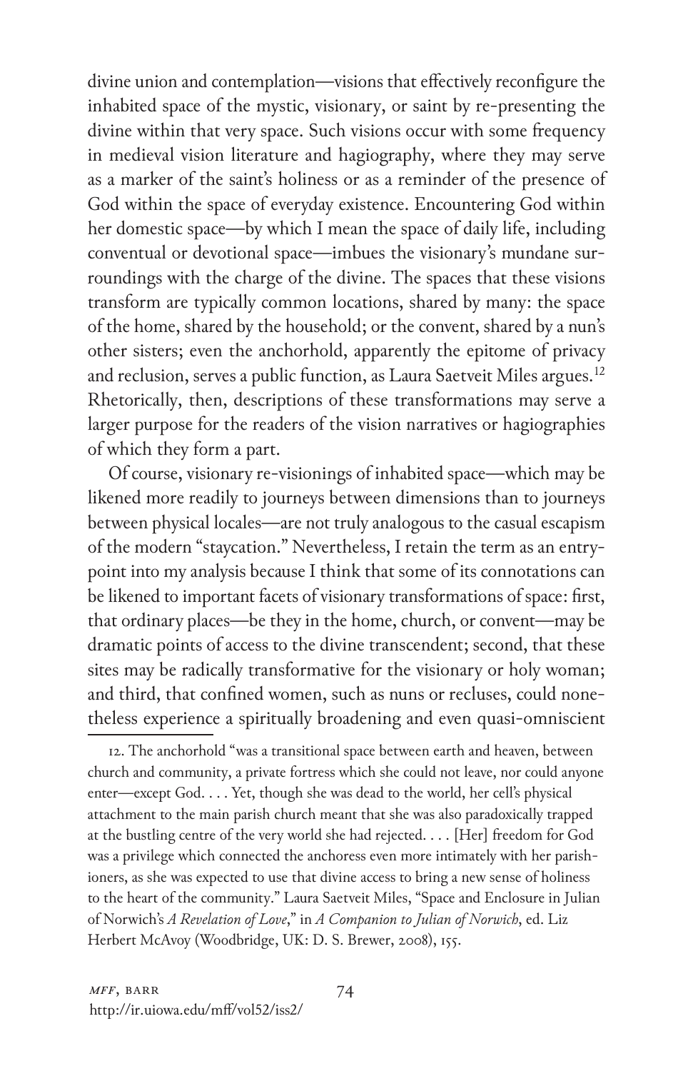divine union and contemplation—visions that effectively reconfigure the inhabited space of the mystic, visionary, or saint by re-presenting the divine within that very space. Such visions occur with some frequency in medieval vision literature and hagiography, where they may serve as a marker of the saint's holiness or as a reminder of the presence of God within the space of everyday existence. Encountering God within her domestic space—by which I mean the space of daily life, including conventual or devotional space—imbues the visionary's mundane surroundings with the charge of the divine. The spaces that these visions transform are typically common locations, shared by many: the space of the home, shared by the household; or the convent, shared by a nun's other sisters; even the anchorhold, apparently the epitome of privacy and reclusion, serves a public function, as Laura Saetveit Miles argues.[12] Rhetorically, then, descriptions of these transformations may serve a larger purpose for the readers of the vision narratives or hagiographies of which they form a part.

Of course, visionary re-visionings of inhabited space—which may be likened more readily to journeys between dimensions than to journeys between physical locales—are not truly analogous to the casual escapism of the modern "staycation." Nevertheless, I retain the term as an entry-point into my analysis because I think that some of its connotations can be likened to important facets of visionary transformations of space: first, that ordinary places—be they in the home, church, or convent—may be dramatic points of access to the divine transcendent; second, that these sites may be radically transformative for the visionary or holy woman; and third, that confined women, such as nuns or recluses, could nonetheless experience a spiritually broadening and even quasi-omniscient

---

12. The anchorhold "was a transitional space between earth and heaven, between church and community, a private fortress which she could not leave, nor could anyone enter—except God. . . . Yet, though she was dead to the world, her cell's physical attachment to the main parish church meant that she was also paradoxically trapped at the bustling centre of the very world she had rejected. . . . [Her] freedom for God was a privilege which connected the anchoress even more intimately with her parishioners, as she was expected to use that divine access to bring a new sense of holiness to the heart of the community." Laura Saetveit Miles, "Space and Enclosure in Julian of Norwich's *A Revelation of Love*," in *A Companion to Julian of Norwich*, ed. Liz Herbert McAvoy (Woodbridge, UK: D. S. Brewer, 2008), 155.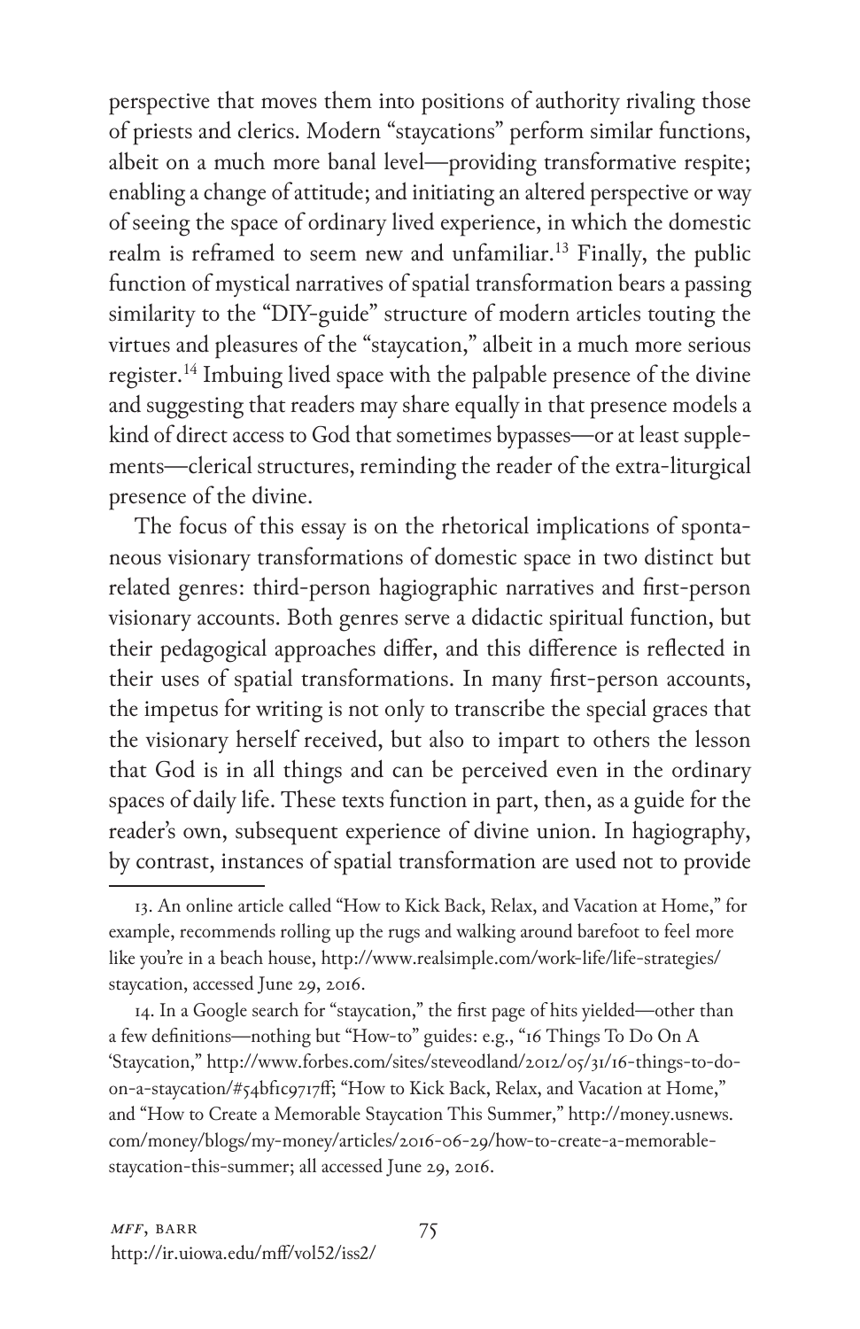perspective that moves them into positions of authority rivaling those of priests and clerics. Modern "staycations" perform similar functions, albeit on a much more banal level—providing transformative respite; enabling a change of attitude; and initiating an altered perspective or way of seeing the space of ordinary lived experience, in which the domestic realm is reframed to seem new and unfamiliar.[13] Finally, the public function of mystical narratives of spatial transformation bears a passing similarity to the "DIY-guide" structure of modern articles touting the virtues and pleasures of the "staycation," albeit in a much more serious register.[14] Imbuing lived space with the palpable presence of the divine and suggesting that readers may share equally in that presence models a kind of direct access to God that sometimes bypasses—or at least supplements—clerical structures, reminding the reader of the extra-liturgical presence of the divine.

The focus of this essay is on the rhetorical implications of spontaneous visionary transformations of domestic space in two distinct but related genres: third-person hagiographic narratives and first-person visionary accounts. Both genres serve a didactic spiritual function, but their pedagogical approaches differ, and this difference is reflected in their uses of spatial transformations. In many first-person accounts, the impetus for writing is not only to transcribe the special graces that the visionary herself received, but also to impart to others the lesson that God is in all things and can be perceived even in the ordinary spaces of daily life. These texts function in part, then, as a guide for the reader's own, subsequent experience of divine union. In hagiography, by contrast, instances of spatial transformation are used not to provide

---

13. An online article called "How to Kick Back, Relax, and Vacation at Home," for example, recommends rolling up the rugs and walking around barefoot to feel more like you're in a beach house, http://www.realsimple.com/work-life/life-strategies/staycation, accessed June 29, 2016.

14. In a Google search for "staycation," the first page of hits yielded—other than a few definitions—nothing but "How-to" guides: e.g., "16 Things To Do On A 'Staycation," http://www.forbes.com/sites/steveodland/2012/05/31/16-things-to-do-on-a-staycation/#54bf1c9717ff; "How to Kick Back, Relax, and Vacation at Home," and "How to Create a Memorable Staycation This Summer," http://money.usnews.com/money/blogs/my-money/articles/2016-06-29/how-to-create-a-memorable-staycation-this-summer; all accessed June 29, 2016.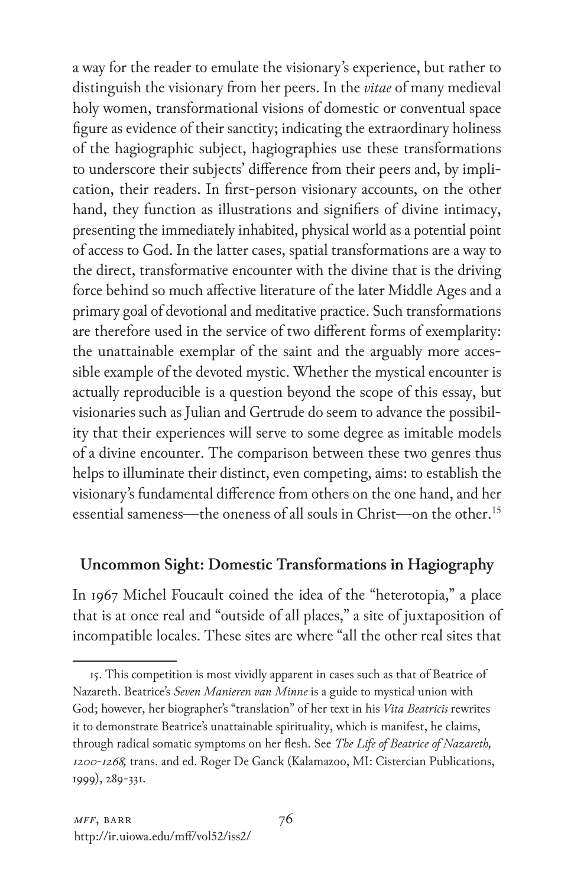a way for the reader to emulate the visionary's experience, but rather to distinguish the visionary from her peers. In the *vitae* of many medieval holy women, transformational visions of domestic or conventual space figure as evidence of their sanctity; indicating the extraordinary holiness of the hagiographic subject, hagiographies use these transformations to underscore their subjects' difference from their peers and, by implication, their readers. In first-person visionary accounts, on the other hand, they function as illustrations and signifiers of divine intimacy, presenting the immediately inhabited, physical world as a potential point of access to God. In the latter cases, spatial transformations are a way to the direct, transformative encounter with the divine that is the driving force behind so much affective literature of the later Middle Ages and a primary goal of devotional and meditative practice. Such transformations are therefore used in the service of two different forms of exemplarity: the unattainable exemplar of the saint and the arguably more accessible example of the devoted mystic. Whether the mystical encounter is actually reproducible is a question beyond the scope of this essay, but visionaries such as Julian and Gertrude do seem to advance the possibility that their experiences will serve to some degree as imitable models of a divine encounter. The comparison between these two genres thus helps to illuminate their distinct, even competing, aims: to establish the visionary's fundamental difference from others on the one hand, and her essential sameness—the oneness of all souls in Christ—on the other.[15]

## Uncommon Sight: Domestic Transformations in Hagiography

In 1967 Michel Foucault coined the idea of the "heterotopia," a place that is at once real and "outside of all places," a site of juxtaposition of incompatible locales. These sites are where "all the other real sites that

---

15. This competition is most vividly apparent in cases such as that of Beatrice of Nazareth. Beatrice's *Seven Manieren van Minne* is a guide to mystical union with God; however, her biographer's "translation" of her text in his *Vita Beatricis* rewrites it to demonstrate Beatrice's unattainable spirituality, which is manifest, he claims, through radical somatic symptoms on her flesh. See *The Life of Beatrice of Nazareth, 1200-1268,* trans. and ed. Roger De Ganck (Kalamazoo, MI: Cistercian Publications, 1999), 289-331.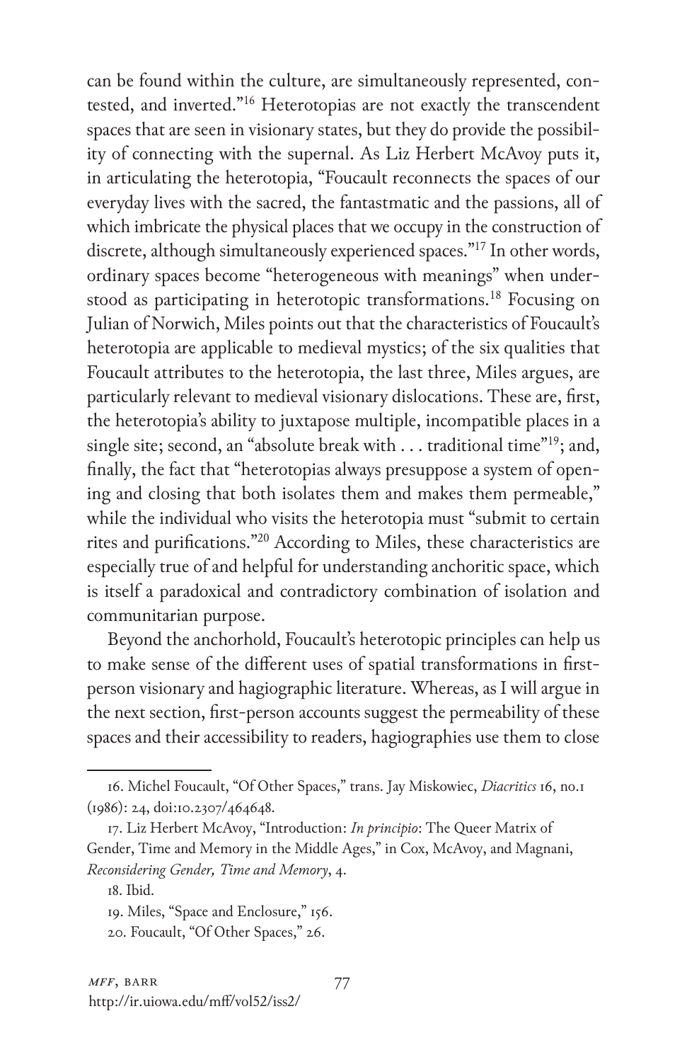can be found within the culture, are simultaneously represented, contested, and inverted."[16] Heterotopias are not exactly the transcendent spaces that are seen in visionary states, but they do provide the possibility of connecting with the supernal. As Liz Herbert McAvoy puts it, in articulating the heterotopia, "Foucault reconnects the spaces of our everyday lives with the sacred, the fantastmatic and the passions, all of which imbricate the physical places that we occupy in the construction of discrete, although simultaneously experienced spaces."[17] In other words, ordinary spaces become "heterogeneous with meanings" when understood as participating in heterotopic transformations.[18] Focusing on Julian of Norwich, Miles points out that the characteristics of Foucault's heterotopia are applicable to medieval mystics; of the six qualities that Foucault attributes to the heterotopia, the last three, Miles argues, are particularly relevant to medieval visionary dislocations. These are, first, the heterotopia's ability to juxtapose multiple, incompatible places in a single site; second, an "absolute break with . . . traditional time"[19]; and, finally, the fact that "heterotopias always presuppose a system of opening and closing that both isolates them and makes them permeable," while the individual who visits the heterotopia must "submit to certain rites and purifications."[20] According to Miles, these characteristics are especially true of and helpful for understanding anchoritic space, which is itself a paradoxical and contradictory combination of isolation and communitarian purpose.

Beyond the anchorhold, Foucault's heterotopic principles can help us to make sense of the different uses of spatial transformations in first-person visionary and hagiographic literature. Whereas, as I will argue in the next section, first-person accounts suggest the permeability of these spaces and their accessibility to readers, hagiographies use them to close

---

16. Michel Foucault, "Of Other Spaces," trans. Jay Miskowiec, *Diacritics* 16, no.1 (1986): 24, doi:10.2307/464648.

17. Liz Herbert McAvoy, "Introduction: *In principio*: The Queer Matrix of Gender, Time and Memory in the Middle Ages," in Cox, McAvoy, and Magnani, *Reconsidering Gender, Time and Memory*, 4.

18. Ibid.

19. Miles, "Space and Enclosure," 156.

20. Foucault, "Of Other Spaces," 26.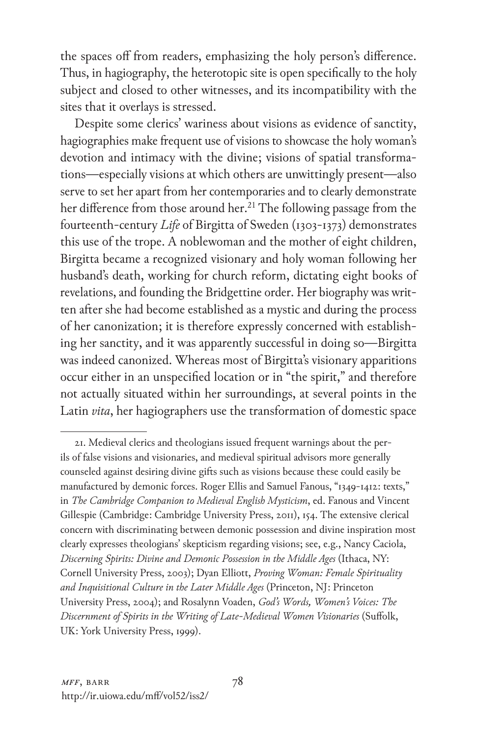the spaces off from readers, emphasizing the holy person's difference. Thus, in hagiography, the heterotopic site is open specifically to the holy subject and closed to other witnesses, and its incompatibility with the sites that it overlays is stressed.

Despite some clerics' wariness about visions as evidence of sanctity, hagiographies make frequent use of visions to showcase the holy woman's devotion and intimacy with the divine; visions of spatial transformations—especially visions at which others are unwittingly present—also serve to set her apart from her contemporaries and to clearly demonstrate her difference from those around her.[21] The following passage from the fourteenth-century *Life* of Birgitta of Sweden (1303-1373) demonstrates this use of the trope. A noblewoman and the mother of eight children, Birgitta became a recognized visionary and holy woman following her husband's death, working for church reform, dictating eight books of revelations, and founding the Bridgettine order. Her biography was written after she had become established as a mystic and during the process of her canonization; it is therefore expressly concerned with establishing her sanctity, and it was apparently successful in doing so—Birgitta was indeed canonized. Whereas most of Birgitta's visionary apparitions occur either in an unspecified location or in "the spirit," and therefore not actually situated within her surroundings, at several points in the Latin *vita*, her hagiographers use the transformation of domestic space

---

21. Medieval clerics and theologians issued frequent warnings about the perils of false visions and visionaries, and medieval spiritual advisors more generally counseled against desiring divine gifts such as visions because these could easily be manufactured by demonic forces. Roger Ellis and Samuel Fanous, "1349-1412: texts," in *The Cambridge Companion to Medieval English Mysticism*, ed. Fanous and Vincent Gillespie (Cambridge: Cambridge University Press, 2011), 154. The extensive clerical concern with discriminating between demonic possession and divine inspiration most clearly expresses theologians' skepticism regarding visions; see, e.g., Nancy Caciola, *Discerning Spirits: Divine and Demonic Possession in the Middle Ages* (Ithaca, NY: Cornell University Press, 2003); Dyan Elliott, *Proving Woman: Female Spirituality and Inquisitional Culture in the Later Middle Ages* (Princeton, NJ: Princeton University Press, 2004); and Rosalynn Voaden, *God's Words, Women's Voices: The Discernment of Spirits in the Writing of Late-Medieval Women Visionaries* (Suffolk, UK: York University Press, 1999).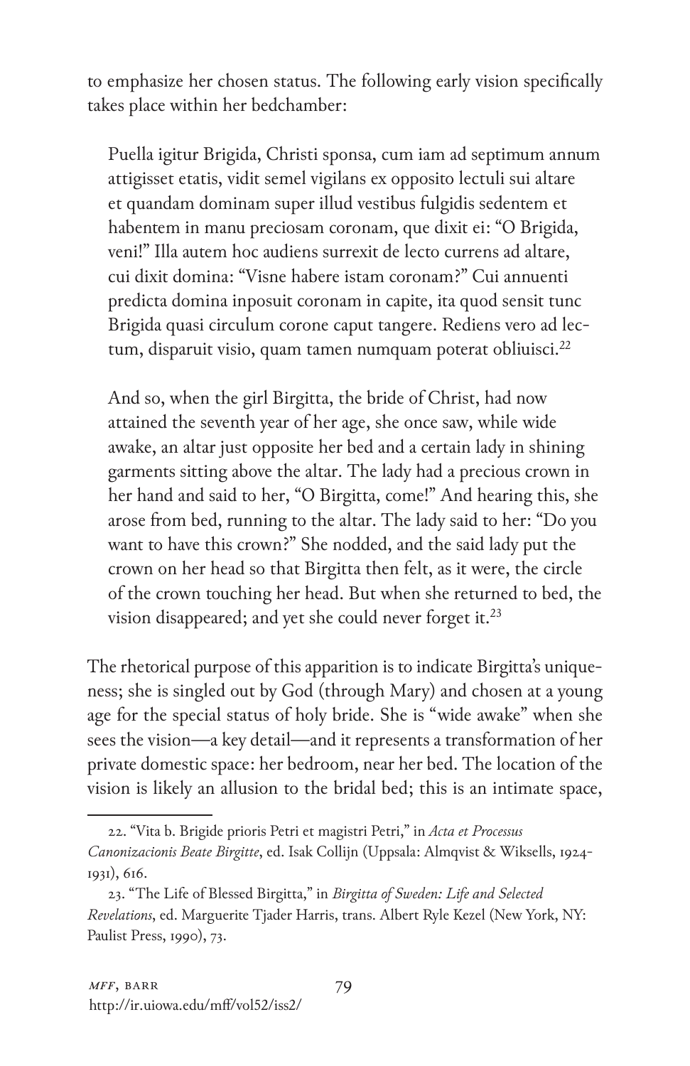to emphasize her chosen status. The following early vision specifically takes place within her bedchamber:

> Puella igitur Brigida, Christi sponsa, cum iam ad septimum annum attigisset etatis, vidit semel vigilans ex opposito lectuli sui altare et quandam dominam super illud vestibus fulgidis sedentem et habentem in manu preciosam coronam, que dixit ei: "O Brigida, veni!" Illa autem hoc audiens surrexit de lecto currens ad altare, cui dixit domina: "Visne habere istam coronam?" Cui annuenti predicta domina inposuit coronam in capite, ita quod sensit tunc Brigida quasi circulum corone caput tangere. Rediens vero ad lectum, disparuit visio, quam tamen numquam poterat obliuisci.[22]

> And so, when the girl Birgitta, the bride of Christ, had now attained the seventh year of her age, she once saw, while wide awake, an altar just opposite her bed and a certain lady in shining garments sitting above the altar. The lady had a precious crown in her hand and said to her, "O Birgitta, come!" And hearing this, she arose from bed, running to the altar. The lady said to her: "Do you want to have this crown?" She nodded, and the said lady put the crown on her head so that Birgitta then felt, as it were, the circle of the crown touching her head. But when she returned to bed, the vision disappeared; and yet she could never forget it.[23]

The rhetorical purpose of this apparition is to indicate Birgitta's uniqueness; she is singled out by God (through Mary) and chosen at a young age for the special status of holy bride. She is "wide awake" when she sees the vision—a key detail—and it represents a transformation of her private domestic space: her bedroom, near her bed. The location of the vision is likely an allusion to the bridal bed; this is an intimate space,

---

22. "Vita b. Brigide prioris Petri et magistri Petri," in *Acta et Processus Canonizacionis Beate Birgitte*, ed. Isak Collijn (Uppsala: Almqvist & Wiksells, 1924-1931), 616.

23. "The Life of Blessed Birgitta," in *Birgitta of Sweden: Life and Selected Revelations*, ed. Marguerite Tjader Harris, trans. Albert Ryle Kezel (New York, NY: Paulist Press, 1990), 73.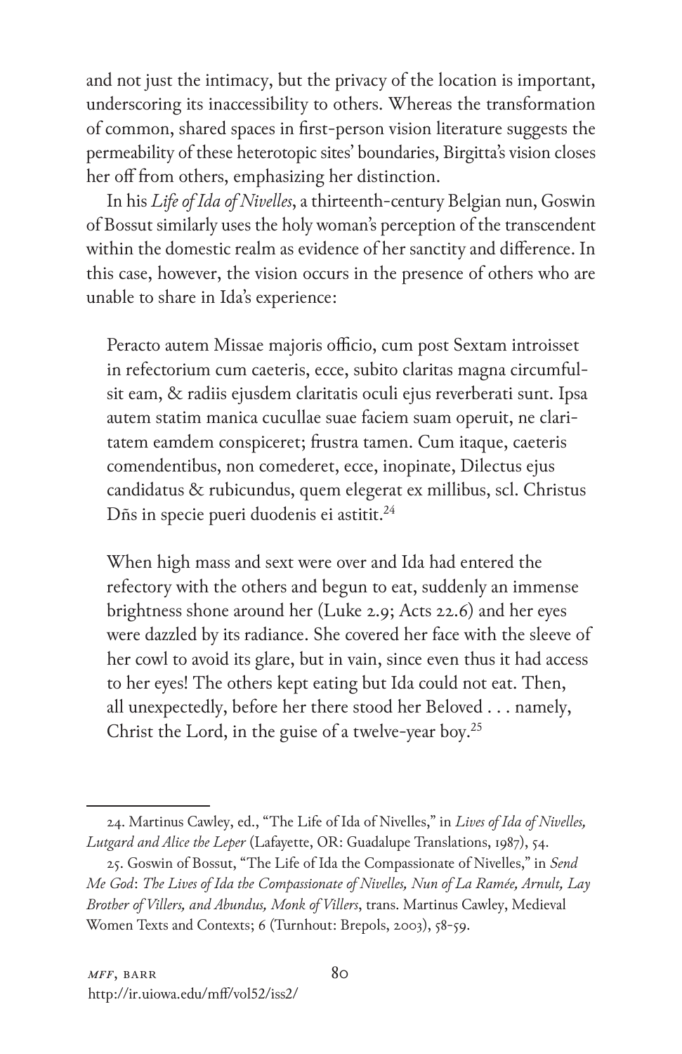and not just the intimacy, but the privacy of the location is important, underscoring its inaccessibility to others. Whereas the transformation of common, shared spaces in first-person vision literature suggests the permeability of these heterotopic sites' boundaries, Birgitta's vision closes her off from others, emphasizing her distinction.

In his *Life of Ida of Nivelles*, a thirteenth-century Belgian nun, Goswin of Bossut similarly uses the holy woman's perception of the transcendent within the domestic realm as evidence of her sanctity and difference. In this case, however, the vision occurs in the presence of others who are unable to share in Ida's experience:

> Peracto autem Missae majoris officio, cum post Sextam introisset in refectorium cum caeteris, ecce, subito claritas magna circumfulsit eam, & radiis ejusdem claritatis oculi ejus reverberati sunt. Ipsa autem statim manica cucullae suae faciem suam operuit, ne claritatem eamdem conspiceret; frustra tamen. Cum itaque, caeteris comendentibus, non comederet, ecce, inopinate, Dilectus ejus candidatus & rubicundus, quem elegerat ex millibus, scl. Christus Dñs in specie pueri duodenis ei astitit.[24]

> When high mass and sext were over and Ida had entered the refectory with the others and begun to eat, suddenly an immense brightness shone around her (Luke 2.9; Acts 22.6) and her eyes were dazzled by its radiance. She covered her face with the sleeve of her cowl to avoid its glare, but in vain, since even thus it had access to her eyes! The others kept eating but Ida could not eat. Then, all unexpectedly, before her there stood her Beloved . . . namely, Christ the Lord, in the guise of a twelve-year boy.[25]

---

24. Martinus Cawley, ed., "The Life of Ida of Nivelles," in *Lives of Ida of Nivelles, Lutgard and Alice the Leper* (Lafayette, OR: Guadalupe Translations, 1987), 54.

25. Goswin of Bossut, "The Life of Ida the Compassionate of Nivelles," in *Send Me God*: *The Lives of Ida the Compassionate of Nivelles, Nun of La Ramée, Arnult, Lay Brother of Villers, and Abundus, Monk of Villers*, trans. Martinus Cawley, Medieval Women Texts and Contexts; 6 (Turnhout: Brepols, 2003), 58-59.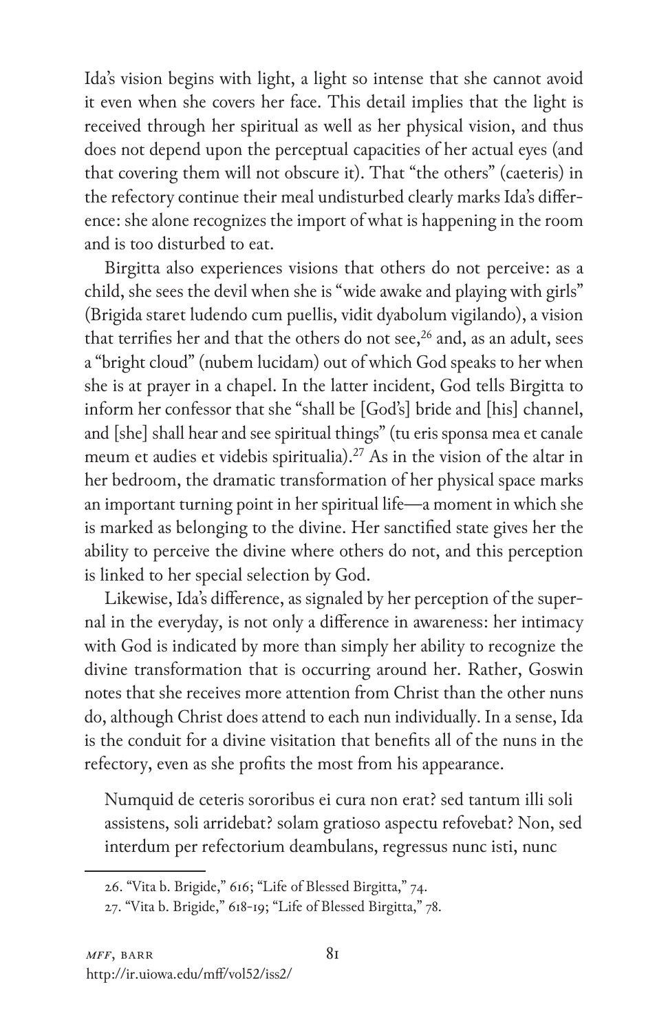Ida's vision begins with light, a light so intense that she cannot avoid it even when she covers her face. This detail implies that the light is received through her spiritual as well as her physical vision, and thus does not depend upon the perceptual capacities of her actual eyes (and that covering them will not obscure it). That "the others" (caeteris) in the refectory continue their meal undisturbed clearly marks Ida's difference: she alone recognizes the import of what is happening in the room and is too disturbed to eat.

Birgitta also experiences visions that others do not perceive: as a child, she sees the devil when she is "wide awake and playing with girls" (Brigida staret ludendo cum puellis, vidit dyabolum vigilando), a vision that terrifies her and that the others do not see,[26] and, as an adult, sees a "bright cloud" (nubem lucidam) out of which God speaks to her when she is at prayer in a chapel. In the latter incident, God tells Birgitta to inform her confessor that she "shall be [God's] bride and [his] channel, and [she] shall hear and see spiritual things" (tu eris sponsa mea et canale meum et audies et videbis spiritualia).[27] As in the vision of the altar in her bedroom, the dramatic transformation of her physical space marks an important turning point in her spiritual life—a moment in which she is marked as belonging to the divine. Her sanctified state gives her the ability to perceive the divine where others do not, and this perception is linked to her special selection by God.

Likewise, Ida's difference, as signaled by her perception of the supernal in the everyday, is not only a difference in awareness: her intimacy with God is indicated by more than simply her ability to recognize the divine transformation that is occurring around her. Rather, Goswin notes that she receives more attention from Christ than the other nuns do, although Christ does attend to each nun individually. In a sense, Ida is the conduit for a divine visitation that benefits all of the nuns in the refectory, even as she profits the most from his appearance.

> Numquid de ceteris sororibus ei cura non erat? sed tantum illi soli assistens, soli arridebat? solam gratioso aspectu refovebat? Non, sed interdum per refectorium deambulans, regressus nunc isti, nunc

26. "Vita b. Brigide," 616; "Life of Blessed Birgitta," 74.

27. "Vita b. Brigide," 618-19; "Life of Blessed Birgitta," 78.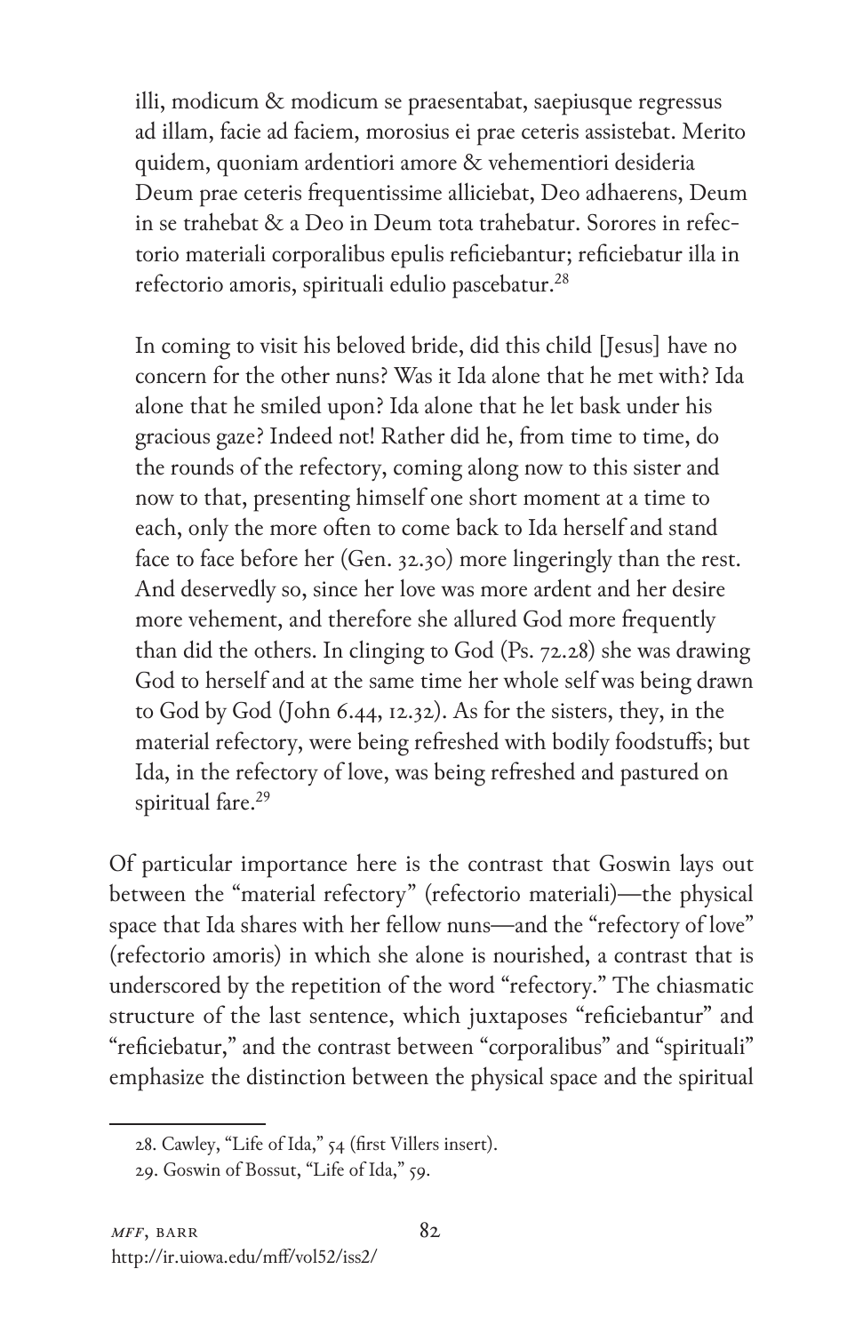> illi, modicum & modicum se praesentabat, saepiusque regressus ad illam, facie ad faciem, morosius ei prae ceteris assistebat. Merito quidem, quoniam ardentiori amore & vehementiori desideria Deum prae ceteris frequentissime alliciebat, Deo adhaerens, Deum in se trahebat & a Deo in Deum tota trahebatur. Sorores in refectorio materiali corporalibus epulis reficiebantur; reficiebatur illa in refectorio amoris, spirituali edulio pascebatur.[28]

> In coming to visit his beloved bride, did this child [Jesus] have no concern for the other nuns? Was it Ida alone that he met with? Ida alone that he smiled upon? Ida alone that he let bask under his gracious gaze? Indeed not! Rather did he, from time to time, do the rounds of the refectory, coming along now to this sister and now to that, presenting himself one short moment at a time to each, only the more often to come back to Ida herself and stand face to face before her (Gen. 32.30) more lingeringly than the rest. And deservedly so, since her love was more ardent and her desire more vehement, and therefore she allured God more frequently than did the others. In clinging to God (Ps. 72.28) she was drawing God to herself and at the same time her whole self was being drawn to God by God (John 6.44, 12.32). As for the sisters, they, in the material refectory, were being refreshed with bodily foodstuffs; but Ida, in the refectory of love, was being refreshed and pastured on spiritual fare.[29]

Of particular importance here is the contrast that Goswin lays out between the "material refectory" (refectorio materiali)—the physical space that Ida shares with her fellow nuns—and the "refectory of love" (refectorio amoris) in which she alone is nourished, a contrast that is underscored by the repetition of the word "refectory." The chiasmatic structure of the last sentence, which juxtaposes "reficiebantur" and "reficiebatur," and the contrast between "corporalibus" and "spirituali" emphasize the distinction between the physical space and the spiritual

---

28. Cawley, "Life of Ida," 54 (first Villers insert).

29. Goswin of Bossut, "Life of Ida," 59.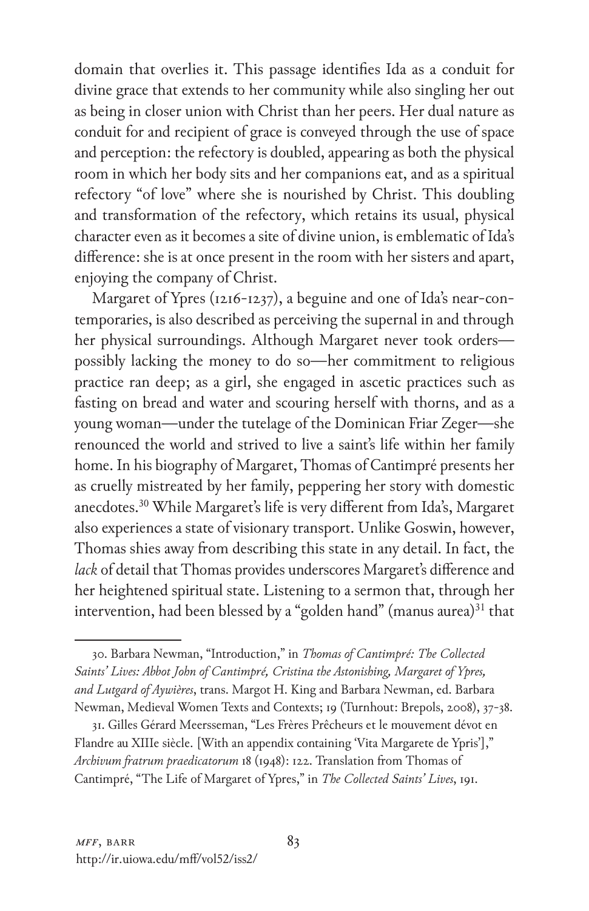domain that overlies it. This passage identifies Ida as a conduit for divine grace that extends to her community while also singling her out as being in closer union with Christ than her peers. Her dual nature as conduit for and recipient of grace is conveyed through the use of space and perception: the refectory is doubled, appearing as both the physical room in which her body sits and her companions eat, and as a spiritual refectory "of love" where she is nourished by Christ. This doubling and transformation of the refectory, which retains its usual, physical character even as it becomes a site of divine union, is emblematic of Ida's difference: she is at once present in the room with her sisters and apart, enjoying the company of Christ.

Margaret of Ypres (1216-1237), a beguine and one of Ida's near-contemporaries, is also described as perceiving the supernal in and through her physical surroundings. Although Margaret never took orders—possibly lacking the money to do so—her commitment to religious practice ran deep; as a girl, she engaged in ascetic practices such as fasting on bread and water and scouring herself with thorns, and as a young woman—under the tutelage of the Dominican Friar Zeger—she renounced the world and strived to live a saint's life within her family home. In his biography of Margaret, Thomas of Cantimpré presents her as cruelly mistreated by her family, peppering her story with domestic anecdotes.[30] While Margaret's life is very different from Ida's, Margaret also experiences a state of visionary transport. Unlike Goswin, however, Thomas shies away from describing this state in any detail. In fact, the *lack* of detail that Thomas provides underscores Margaret's difference and her heightened spiritual state. Listening to a sermon that, through her intervention, had been blessed by a "golden hand" (manus aurea)[31] that

30. Barbara Newman, "Introduction," in *Thomas of Cantimpré: The Collected Saints' Lives: Abbot John of Cantimpré, Cristina the Astonishing, Margaret of Ypres, and Lutgard of Aywières*, trans. Margot H. King and Barbara Newman, ed. Barbara Newman, Medieval Women Texts and Contexts; 19 (Turnhout: Brepols, 2008), 37-38.

31. Gilles Gérard Meersseman, "Les Frères Prêcheurs et le mouvement dévot en Flandre au XIIIe siècle. [With an appendix containing 'Vita Margarete de Ypris']," *Archivum fratrum praedicatorum* 18 (1948): 122. Translation from Thomas of Cantimpré, "The Life of Margaret of Ypres," in *The Collected Saints' Lives*, 191.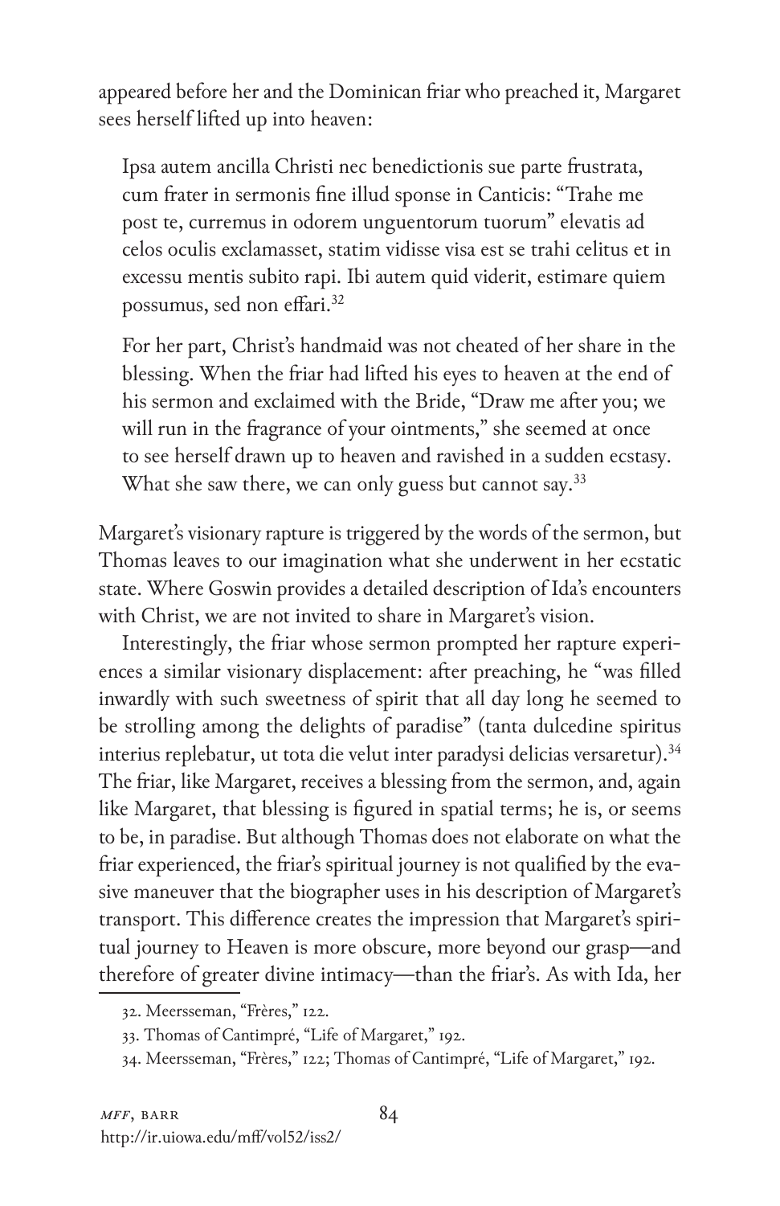appeared before her and the Dominican friar who preached it, Margaret sees herself lifted up into heaven:

> Ipsa autem ancilla Christi nec benedictionis sue parte frustrata, cum frater in sermonis fine illud sponse in Canticis: "Trahe me post te, curremus in odorem unguentorum tuorum" elevatis ad celos oculis exclamasset, statim vidisse visa est se trahi celitus et in excessu mentis subito rapi. Ibi autem quid viderit, estimare quiem possumus, sed non effari.[32]

> For her part, Christ's handmaid was not cheated of her share in the blessing. When the friar had lifted his eyes to heaven at the end of his sermon and exclaimed with the Bride, "Draw me after you; we will run in the fragrance of your ointments," she seemed at once to see herself drawn up to heaven and ravished in a sudden ecstasy. What she saw there, we can only guess but cannot say.[33]

Margaret's visionary rapture is triggered by the words of the sermon, but Thomas leaves to our imagination what she underwent in her ecstatic state. Where Goswin provides a detailed description of Ida's encounters with Christ, we are not invited to share in Margaret's vision.

Interestingly, the friar whose sermon prompted her rapture experiences a similar visionary displacement: after preaching, he "was filled inwardly with such sweetness of spirit that all day long he seemed to be strolling among the delights of paradise" (tanta dulcedine spiritus interius replebatur, ut tota die velut inter paradysi delicias versaretur).[34] The friar, like Margaret, receives a blessing from the sermon, and, again like Margaret, that blessing is figured in spatial terms; he is, or seems to be, in paradise. But although Thomas does not elaborate on what the friar experienced, the friar's spiritual journey is not qualified by the evasive maneuver that the biographer uses in his description of Margaret's transport. This difference creates the impression that Margaret's spiritual journey to Heaven is more obscure, more beyond our grasp—and therefore of greater divine intimacy—than the friar's. As with Ida, her

32. Meersseman, "Frères," 122.

33. Thomas of Cantimpré, "Life of Margaret," 192.

34. Meersseman, "Frères," 122; Thomas of Cantimpré, "Life of Margaret," 192.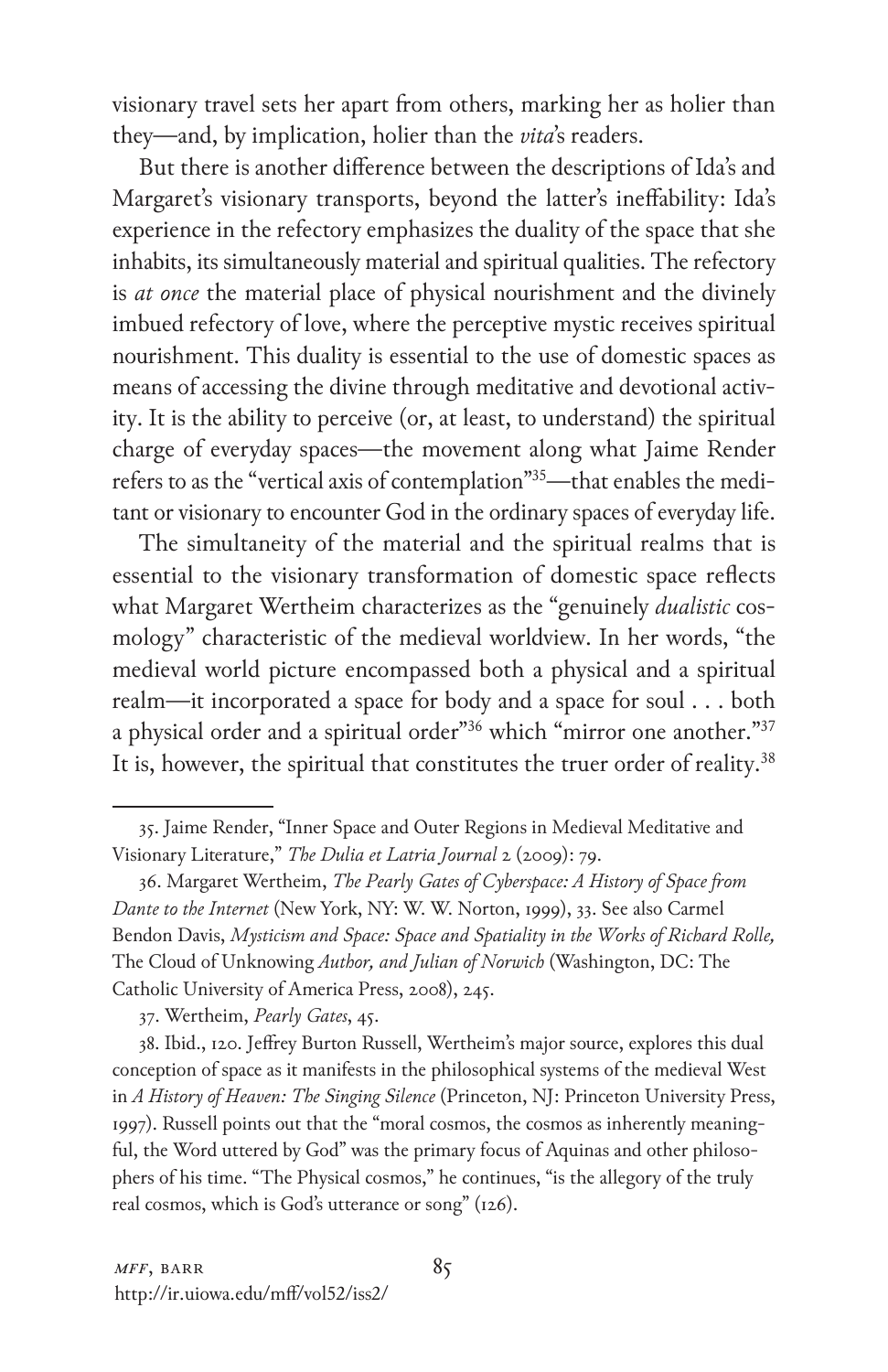visionary travel sets her apart from others, marking her as holier than they—and, by implication, holier than the *vita*'s readers.

But there is another difference between the descriptions of Ida's and Margaret's visionary transports, beyond the latter's ineffability: Ida's experience in the refectory emphasizes the duality of the space that she inhabits, its simultaneously material and spiritual qualities. The refectory is *at once* the material place of physical nourishment and the divinely imbued refectory of love, where the perceptive mystic receives spiritual nourishment. This duality is essential to the use of domestic spaces as means of accessing the divine through meditative and devotional activity. It is the ability to perceive (or, at least, to understand) the spiritual charge of everyday spaces—the movement along what Jaime Render refers to as the "vertical axis of contemplation"[35]—that enables the meditant or visionary to encounter God in the ordinary spaces of everyday life.

The simultaneity of the material and the spiritual realms that is essential to the visionary transformation of domestic space reflects what Margaret Wertheim characterizes as the "genuinely *dualistic* cosmology" characteristic of the medieval worldview. In her words, "the medieval world picture encompassed both a physical and a spiritual realm—it incorporated a space for body and a space for soul . . . both a physical order and a spiritual order"[36] which "mirror one another."[37] It is, however, the spiritual that constitutes the truer order of reality.[38]

---

35. Jaime Render, "Inner Space and Outer Regions in Medieval Meditative and Visionary Literature," *The Dulia et Latria Journal* 2 (2009): 79.

36. Margaret Wertheim, *The Pearly Gates of Cyberspace: A History of Space from Dante to the Internet* (New York, NY: W. W. Norton, 1999), 33. See also Carmel Bendon Davis, *Mysticism and Space: Space and Spatiality in the Works of Richard Rolle,* The Cloud of Unknowing *Author, and Julian of Norwich* (Washington, DC: The Catholic University of America Press, 2008), 245.

37. Wertheim, *Pearly Gates*, 45.

38. Ibid., 120. Jeffrey Burton Russell, Wertheim's major source, explores this dual conception of space as it manifests in the philosophical systems of the medieval West in *A History of Heaven: The Singing Silence* (Princeton, NJ: Princeton University Press, 1997). Russell points out that the "moral cosmos, the cosmos as inherently meaningful, the Word uttered by God" was the primary focus of Aquinas and other philosophers of his time. "The Physical cosmos," he continues, "is the allegory of the truly real cosmos, which is God's utterance or song" (126).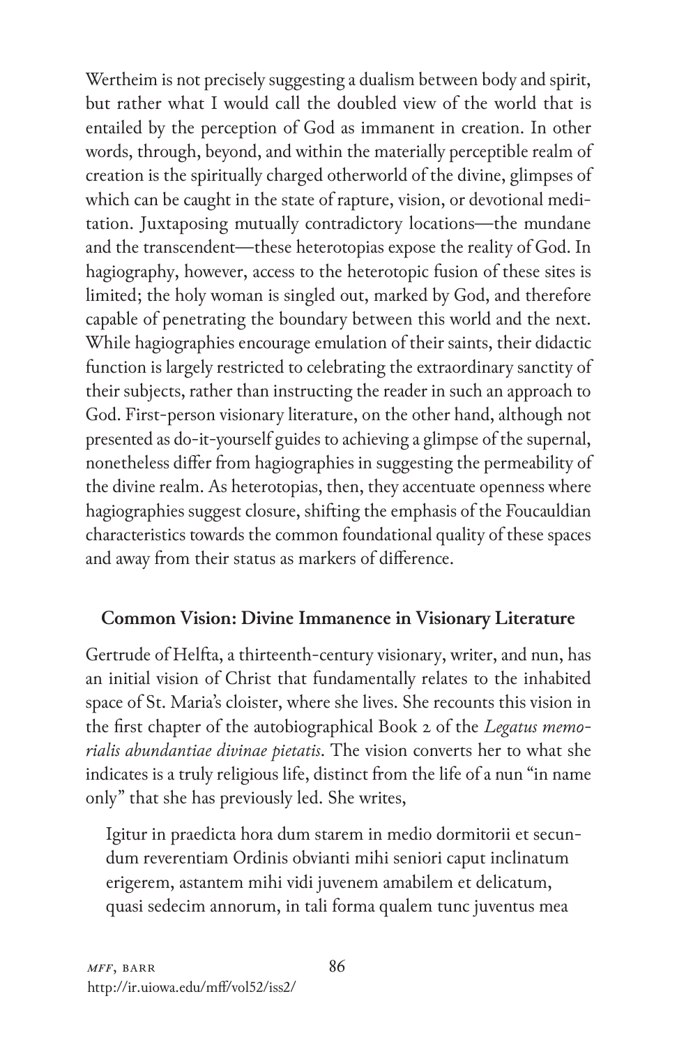Wertheim is not precisely suggesting a dualism between body and spirit, but rather what I would call the doubled view of the world that is entailed by the perception of God as immanent in creation. In other words, through, beyond, and within the materially perceptible realm of creation is the spiritually charged otherworld of the divine, glimpses of which can be caught in the state of rapture, vision, or devotional meditation. Juxtaposing mutually contradictory locations—the mundane and the transcendent—these heterotopias expose the reality of God. In hagiography, however, access to the heterotopic fusion of these sites is limited; the holy woman is singled out, marked by God, and therefore capable of penetrating the boundary between this world and the next. While hagiographies encourage emulation of their saints, their didactic function is largely restricted to celebrating the extraordinary sanctity of their subjects, rather than instructing the reader in such an approach to God. First-person visionary literature, on the other hand, although not presented as do-it-yourself guides to achieving a glimpse of the supernal, nonetheless differ from hagiographies in suggesting the permeability of the divine realm. As heterotopias, then, they accentuate openness where hagiographies suggest closure, shifting the emphasis of the Foucauldian characteristics towards the common foundational quality of these spaces and away from their status as markers of difference.

## Common Vision: Divine Immanence in Visionary Literature

Gertrude of Helfta, a thirteenth-century visionary, writer, and nun, has an initial vision of Christ that fundamentally relates to the inhabited space of St. Maria's cloister, where she lives. She recounts this vision in the first chapter of the autobiographical Book 2 of the *Legatus memorialis abundantiae divinae pietatis*. The vision converts her to what she indicates is a truly religious life, distinct from the life of a nun "in name only" that she has previously led. She writes,

> Igitur in praedicta hora dum starem in medio dormitorii et secundum reverentiam Ordinis obvianti mihi seniori caput inclinatum erigerem, astantem mihi vidi juvenem amabilem et delicatum, quasi sedecim annorum, in tali forma qualem tunc juventus mea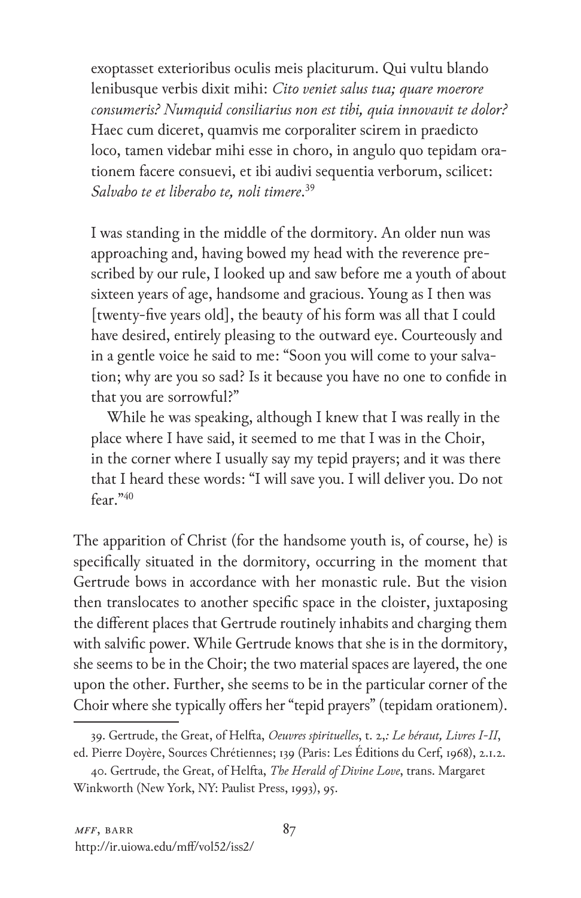> exoptasset exterioribus oculis meis placiturum. Qui vultu blando lenibusque verbis dixit mihi: *Cito veniet salus tua; quare moerore consumeris? Numquid consiliarius non est tibi, quia innovavit te dolor?* Haec cum diceret, quamvis me corporaliter scirem in praedicto loco, tamen videbar mihi esse in choro, in angulo quo tepidam orationem facere consuevi, et ibi audivi sequentia verborum, scilicet: *Salvabo te et liberabo te, noli timere*.[39]

> I was standing in the middle of the dormitory. An older nun was approaching and, having bowed my head with the reverence prescribed by our rule, I looked up and saw before me a youth of about sixteen years of age, handsome and gracious. Young as I then was [twenty-five years old], the beauty of his form was all that I could have desired, entirely pleasing to the outward eye. Courteously and in a gentle voice he said to me: "Soon you will come to your salvation; why are you so sad? Is it because you have no one to confide in that you are sorrowful?"
>
> While he was speaking, although I knew that I was really in the place where I have said, it seemed to me that I was in the Choir, in the corner where I usually say my tepid prayers; and it was there that I heard these words: "I will save you. I will deliver you. Do not fear."[40]

The apparition of Christ (for the handsome youth is, of course, he) is specifically situated in the dormitory, occurring in the moment that Gertrude bows in accordance with her monastic rule. But the vision then translocates to another specific space in the cloister, juxtaposing the different places that Gertrude routinely inhabits and charging them with salvific power. While Gertrude knows that she is in the dormitory, she seems to be in the Choir; the two material spaces are layered, the one upon the other. Further, she seems to be in the particular corner of the Choir where she typically offers her "tepid prayers" (tepidam orationem).

---

39. Gertrude, the Great, of Helfta, *Oeuvres spirituelles*, t. 2,*: Le héraut, Livres I-II*, ed. Pierre Doyère, Sources Chrétiennes; 139 (Paris: Les Éditions du Cerf, 1968), 2.1.2.

40. Gertrude, the Great, of Helfta, *The Herald of Divine Love*, trans. Margaret Winkworth (New York, NY: Paulist Press, 1993), 95.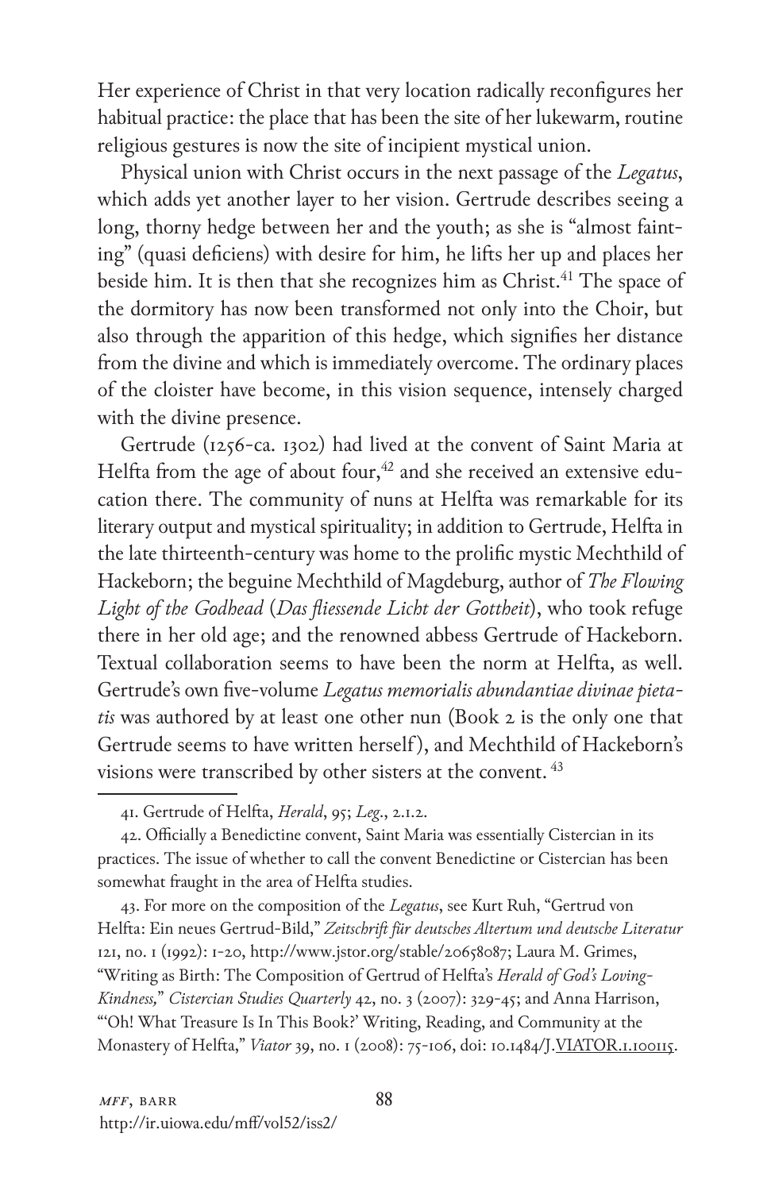Her experience of Christ in that very location radically reconfigures her habitual practice: the place that has been the site of her lukewarm, routine religious gestures is now the site of incipient mystical union.

Physical union with Christ occurs in the next passage of the *Legatus*, which adds yet another layer to her vision. Gertrude describes seeing a long, thorny hedge between her and the youth; as she is "almost fainting" (quasi deficiens) with desire for him, he lifts her up and places her beside him. It is then that she recognizes him as Christ.[41] The space of the dormitory has now been transformed not only into the Choir, but also through the apparition of this hedge, which signifies her distance from the divine and which is immediately overcome. The ordinary places of the cloister have become, in this vision sequence, intensely charged with the divine presence.

Gertrude (1256-ca. 1302) had lived at the convent of Saint Maria at Helfta from the age of about four,[42] and she received an extensive education there. The community of nuns at Helfta was remarkable for its literary output and mystical spirituality; in addition to Gertrude, Helfta in the late thirteenth-century was home to the prolific mystic Mechthild of Hackeborn; the beguine Mechthild of Magdeburg, author of *The Flowing Light of the Godhead* (*Das fliessende Licht der Gottheit*), who took refuge there in her old age; and the renowned abbess Gertrude of Hackeborn. Textual collaboration seems to have been the norm at Helfta, as well. Gertrude's own five-volume *Legatus memorialis abundantiae divinae pietatis* was authored by at least one other nun (Book 2 is the only one that Gertrude seems to have written herself), and Mechthild of Hackeborn's visions were transcribed by other sisters at the convent.[43]

---

41. Gertrude of Helfta, *Herald*, 95; *Leg*., 2.1.2.

42. Officially a Benedictine convent, Saint Maria was essentially Cistercian in its practices. The issue of whether to call the convent Benedictine or Cistercian has been somewhat fraught in the area of Helfta studies.

43. For more on the composition of the *Legatus*, see Kurt Ruh, "Gertrud von Helfta: Ein neues Gertrud-Bild," *Zeitschrift für deutsches Altertum und deutsche Literatur* 121, no. 1 (1992): 1-20, http://www.jstor.org/stable/20658087; Laura M. Grimes, "Writing as Birth: The Composition of Gertrud of Helfta's *Herald of God's Loving-Kindness,*" *Cistercian Studies Quarterly* 42, no. 3 (2007): 329-45; and Anna Harrison, "'Oh! What Treasure Is In This Book?' Writing, Reading, and Community at the Monastery of Helfta," *Viator* 39, no. 1 (2008): 75-106, doi: 10.1484/J.VIATOR.1.100115.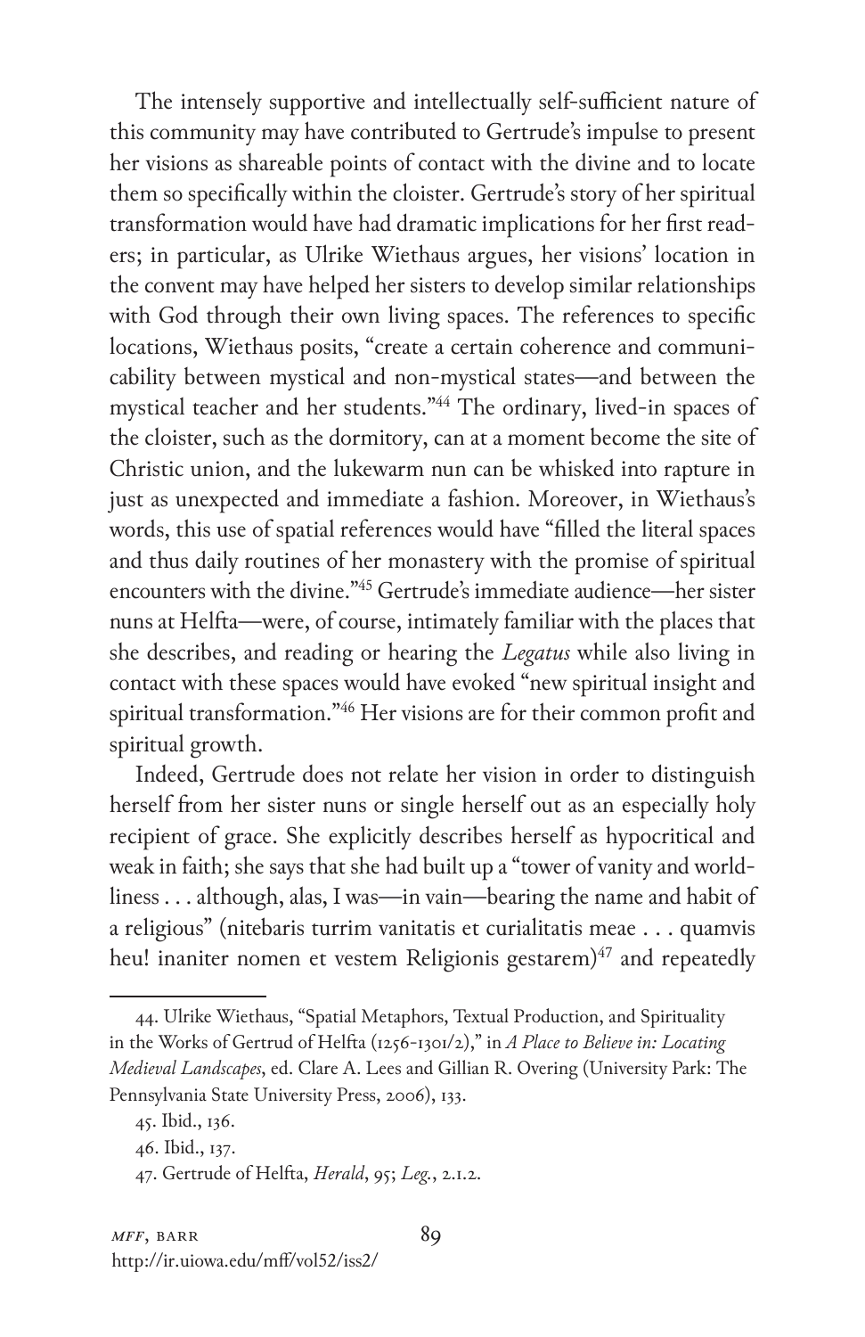The intensely supportive and intellectually self-sufficient nature of this community may have contributed to Gertrude's impulse to present her visions as shareable points of contact with the divine and to locate them so specifically within the cloister. Gertrude's story of her spiritual transformation would have had dramatic implications for her first readers; in particular, as Ulrike Wiethaus argues, her visions' location in the convent may have helped her sisters to develop similar relationships with God through their own living spaces. The references to specific locations, Wiethaus posits, "create a certain coherence and communicability between mystical and non-mystical states—and between the mystical teacher and her students."[44] The ordinary, lived-in spaces of the cloister, such as the dormitory, can at a moment become the site of Christic union, and the lukewarm nun can be whisked into rapture in just as unexpected and immediate a fashion. Moreover, in Wiethaus's words, this use of spatial references would have "filled the literal spaces and thus daily routines of her monastery with the promise of spiritual encounters with the divine."[45] Gertrude's immediate audience—her sister nuns at Helfta—were, of course, intimately familiar with the places that she describes, and reading or hearing the *Legatus* while also living in contact with these spaces would have evoked "new spiritual insight and spiritual transformation."[46] Her visions are for their common profit and spiritual growth.

Indeed, Gertrude does not relate her vision in order to distinguish herself from her sister nuns or single herself out as an especially holy recipient of grace. She explicitly describes herself as hypocritical and weak in faith; she says that she had built up a "tower of vanity and worldliness . . . although, alas, I was—in vain—bearing the name and habit of a religious" (nitebaris turrim vanitatis et curialitatis meae . . . quamvis heu! inaniter nomen et vestem Religionis gestarem)[47] and repeatedly

44. Ulrike Wiethaus, "Spatial Metaphors, Textual Production, and Spirituality in the Works of Gertrud of Helfta (1256-1301/2)," in *A Place to Believe in: Locating Medieval Landscapes*, ed. Clare A. Lees and Gillian R. Overing (University Park: The Pennsylvania State University Press, 2006), 133.

45. Ibid., 136.

46. Ibid., 137.

47. Gertrude of Helfta, *Herald*, 95; *Leg.*, 2.1.2.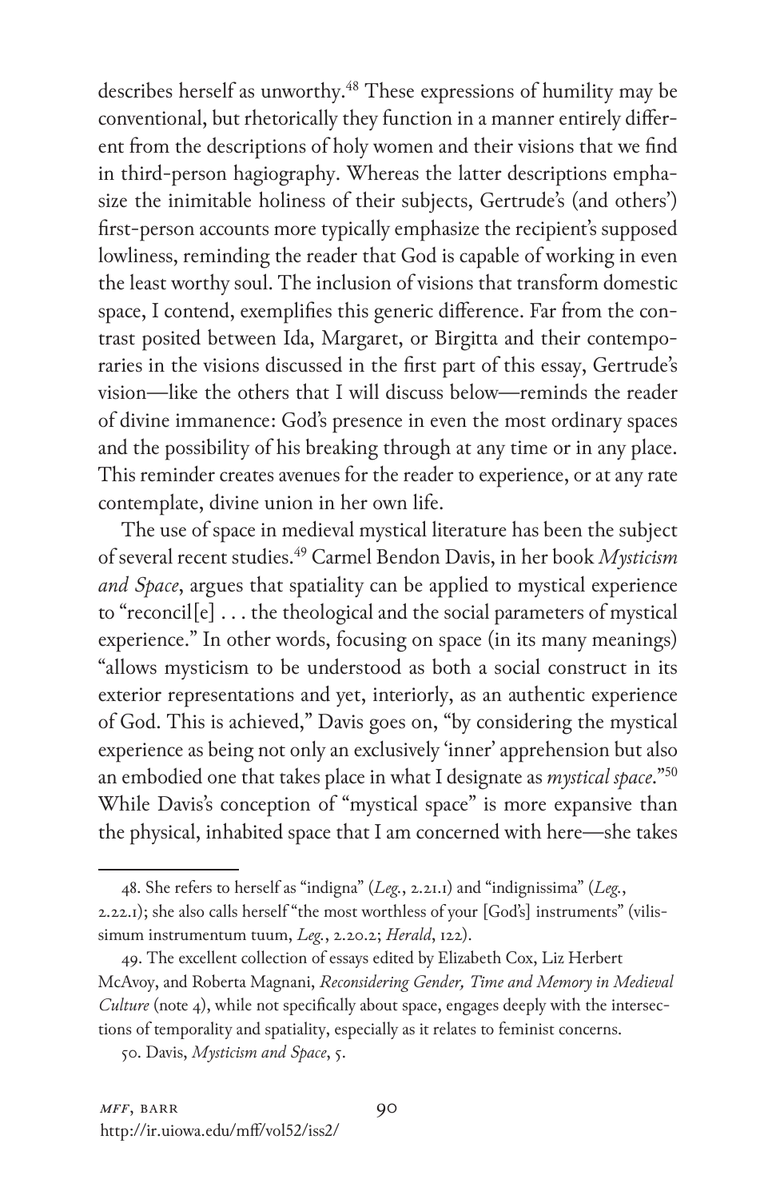describes herself as unworthy.[48] These expressions of humility may be conventional, but rhetorically they function in a manner entirely different from the descriptions of holy women and their visions that we find in third-person hagiography. Whereas the latter descriptions emphasize the inimitable holiness of their subjects, Gertrude's (and others') first-person accounts more typically emphasize the recipient's supposed lowliness, reminding the reader that God is capable of working in even the least worthy soul. The inclusion of visions that transform domestic space, I contend, exemplifies this generic difference. Far from the contrast posited between Ida, Margaret, or Birgitta and their contemporaries in the visions discussed in the first part of this essay, Gertrude's vision—like the others that I will discuss below—reminds the reader of divine immanence: God's presence in even the most ordinary spaces and the possibility of his breaking through at any time or in any place. This reminder creates avenues for the reader to experience, or at any rate contemplate, divine union in her own life.

The use of space in medieval mystical literature has been the subject of several recent studies.[49] Carmel Bendon Davis, in her book *Mysticism and Space*, argues that spatiality can be applied to mystical experience to "reconcil[e] . . . the theological and the social parameters of mystical experience." In other words, focusing on space (in its many meanings) "allows mysticism to be understood as both a social construct in its exterior representations and yet, interiorly, as an authentic experience of God. This is achieved," Davis goes on, "by considering the mystical experience as being not only an exclusively 'inner' apprehension but also an embodied one that takes place in what I designate as *mystical space*."[50] While Davis's conception of "mystical space" is more expansive than the physical, inhabited space that I am concerned with here—she takes

48. She refers to herself as "indigna" (*Leg.*, 2.21.1) and "indignissima" (*Leg.*, 2.22.1); she also calls herself "the most worthless of your [God's] instruments" (vilissimum instrumentum tuum, *Leg.*, 2.20.2; *Herald*, 122).

49. The excellent collection of essays edited by Elizabeth Cox, Liz Herbert McAvoy, and Roberta Magnani, *Reconsidering Gender, Time and Memory in Medieval Culture* (note 4), while not specifically about space, engages deeply with the intersections of temporality and spatiality, especially as it relates to feminist concerns.

50. Davis, *Mysticism and Space*, 5.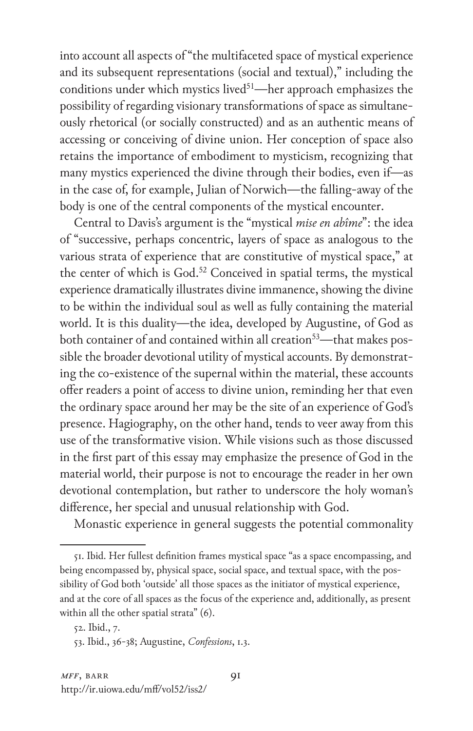into account all aspects of "the multifaceted space of mystical experience and its subsequent representations (social and textual)," including the conditions under which mystics lived[51]—her approach emphasizes the possibility of regarding visionary transformations of space as simultaneously rhetorical (or socially constructed) and as an authentic means of accessing or conceiving of divine union. Her conception of space also retains the importance of embodiment to mysticism, recognizing that many mystics experienced the divine through their bodies, even if—as in the case of, for example, Julian of Norwich—the falling-away of the body is one of the central components of the mystical encounter.

Central to Davis's argument is the "mystical *mise en abîme*": the idea of "successive, perhaps concentric, layers of space as analogous to the various strata of experience that are constitutive of mystical space," at the center of which is God.[52] Conceived in spatial terms, the mystical experience dramatically illustrates divine immanence, showing the divine to be within the individual soul as well as fully containing the material world. It is this duality—the idea, developed by Augustine, of God as both container of and contained within all creation[53]—that makes possible the broader devotional utility of mystical accounts. By demonstrating the co-existence of the supernal within the material, these accounts offer readers a point of access to divine union, reminding her that even the ordinary space around her may be the site of an experience of God's presence. Hagiography, on the other hand, tends to veer away from this use of the transformative vision. While visions such as those discussed in the first part of this essay may emphasize the presence of God in the material world, their purpose is not to encourage the reader in her own devotional contemplation, but rather to underscore the holy woman's difference, her special and unusual relationship with God.

Monastic experience in general suggests the potential commonality

51. Ibid. Her fullest definition frames mystical space "as a space encompassing, and being encompassed by, physical space, social space, and textual space, with the possibility of God both 'outside' all those spaces as the initiator of mystical experience, and at the core of all spaces as the focus of the experience and, additionally, as present within all the other spatial strata" (6).

52. Ibid., 7.

53. Ibid., 36-38; Augustine, *Confessions*, 1.3.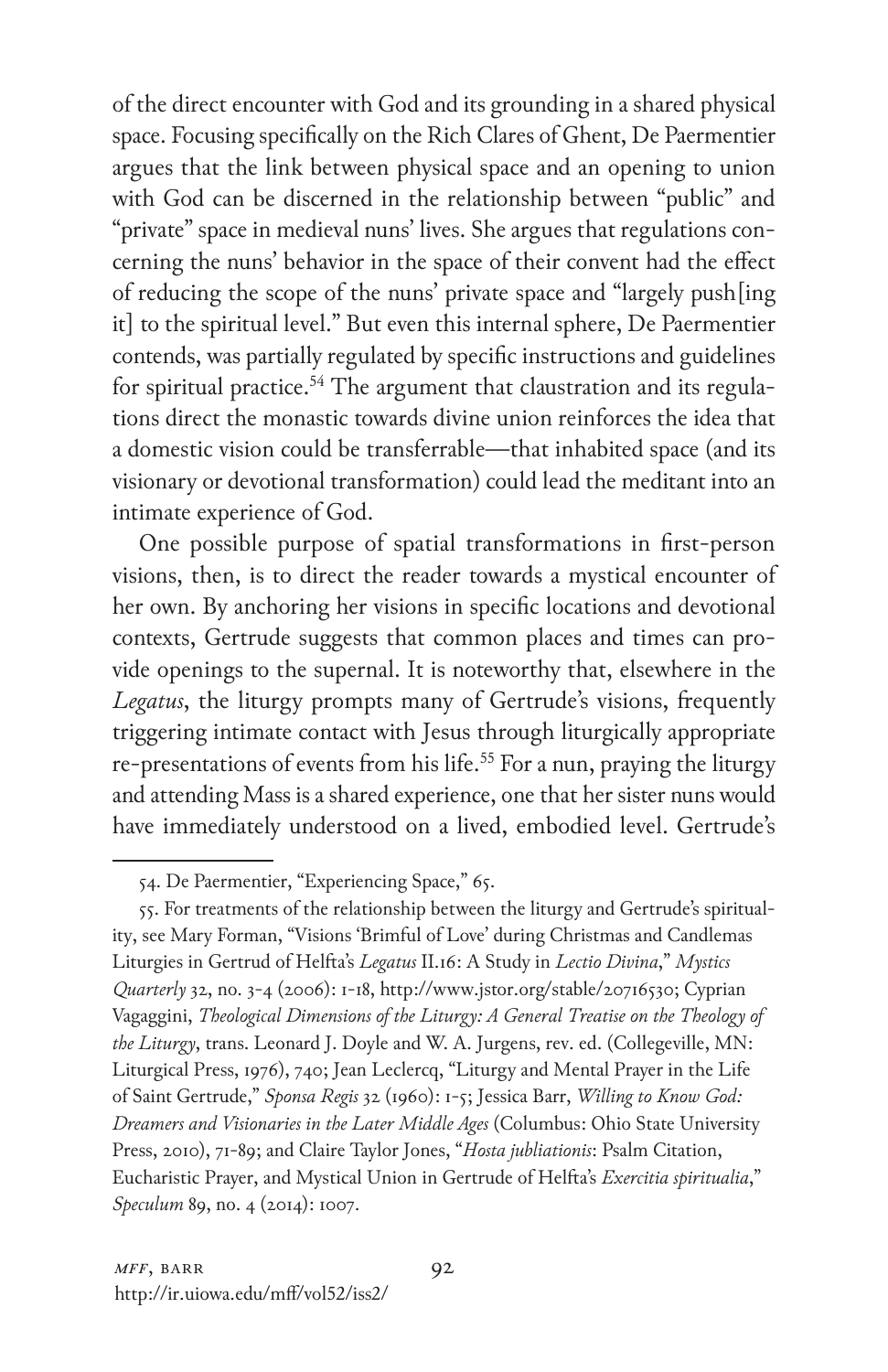of the direct encounter with God and its grounding in a shared physical space. Focusing specifically on the Rich Clares of Ghent, De Paermentier argues that the link between physical space and an opening to union with God can be discerned in the relationship between "public" and "private" space in medieval nuns' lives. She argues that regulations concerning the nuns' behavior in the space of their convent had the effect of reducing the scope of the nuns' private space and "largely push[ing it] to the spiritual level." But even this internal sphere, De Paermentier contends, was partially regulated by specific instructions and guidelines for spiritual practice.[54] The argument that claustration and its regulations direct the monastic towards divine union reinforces the idea that a domestic vision could be transferrable—that inhabited space (and its visionary or devotional transformation) could lead the meditant into an intimate experience of God.

One possible purpose of spatial transformations in first-person visions, then, is to direct the reader towards a mystical encounter of her own. By anchoring her visions in specific locations and devotional contexts, Gertrude suggests that common places and times can provide openings to the supernal. It is noteworthy that, elsewhere in the *Legatus*, the liturgy prompts many of Gertrude's visions, frequently triggering intimate contact with Jesus through liturgically appropriate re-presentations of events from his life.[55] For a nun, praying the liturgy and attending Mass is a shared experience, one that her sister nuns would have immediately understood on a lived, embodied level. Gertrude's

---

54. De Paermentier, "Experiencing Space," 65.

55. For treatments of the relationship between the liturgy and Gertrude's spirituality, see Mary Forman, "Visions 'Brimful of Love' during Christmas and Candlemas Liturgies in Gertrud of Helfta's *Legatus* II.16: A Study in *Lectio Divina*," *Mystics Quarterly* 32, no. 3-4 (2006): 1-18, http://www.jstor.org/stable/20716530; Cyprian Vagaggini, *Theological Dimensions of the Liturgy: A General Treatise on the Theology of the Liturgy*, trans. Leonard J. Doyle and W. A. Jurgens, rev. ed. (Collegeville, MN: Liturgical Press, 1976), 740; Jean Leclercq, "Liturgy and Mental Prayer in the Life of Saint Gertrude," *Sponsa Regis* 32 (1960): 1-5; Jessica Barr, *Willing to Know God: Dreamers and Visionaries in the Later Middle Ages* (Columbus: Ohio State University Press, 2010), 71-89; and Claire Taylor Jones, "*Hosta jubliationis*: Psalm Citation, Eucharistic Prayer, and Mystical Union in Gertrude of Helfta's *Exercitia spiritualia*," *Speculum* 89, no. 4 (2014): 1007.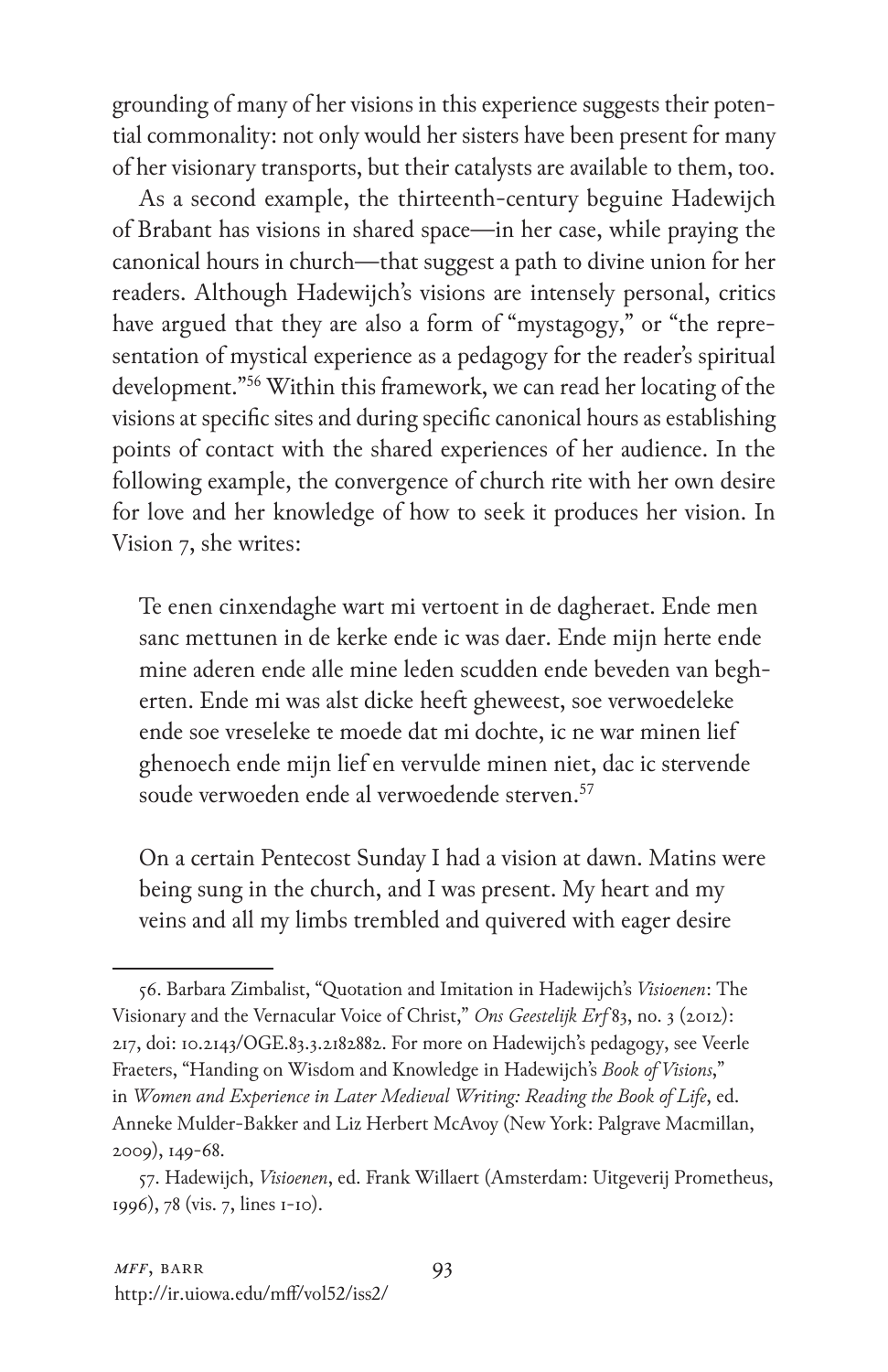grounding of many of her visions in this experience suggests their potential commonality: not only would her sisters have been present for many of her visionary transports, but their catalysts are available to them, too.

As a second example, the thirteenth-century beguine Hadewijch of Brabant has visions in shared space—in her case, while praying the canonical hours in church—that suggest a path to divine union for her readers. Although Hadewijch's visions are intensely personal, critics have argued that they are also a form of "mystagogy," or "the representation of mystical experience as a pedagogy for the reader's spiritual development."[56] Within this framework, we can read her locating of the visions at specific sites and during specific canonical hours as establishing points of contact with the shared experiences of her audience. In the following example, the convergence of church rite with her own desire for love and her knowledge of how to seek it produces her vision. In Vision 7, she writes:

> Te enen cinxendaghe wart mi vertoent in de dagheraet. Ende men sanc mettunen in de kerke ende ic was daer. Ende mijn herte ende mine aderen ende alle mine leden scudden ende beveden van begherten. Ende mi was alst dicke heeft gheweest, soe verwoedeleke ende soe vreseleke te moede dat mi dochte, ic ne war minen lief ghenoech ende mijn lief en vervulde minen niet, dac ic stervende soude verwoeden ende al verwoedende sterven.[57]

> On a certain Pentecost Sunday I had a vision at dawn. Matins were being sung in the church, and I was present. My heart and my veins and all my limbs trembled and quivered with eager desire

---

56. Barbara Zimbalist, "Quotation and Imitation in Hadewijch's *Visioenen*: The Visionary and the Vernacular Voice of Christ," *Ons Geestelijk Erf* 83, no. 3 (2012): 217, doi: 10.2143/OGE.83.3.2182882. For more on Hadewijch's pedagogy, see Veerle Fraeters, "Handing on Wisdom and Knowledge in Hadewijch's *Book of Visions*," in *Women and Experience in Later Medieval Writing: Reading the Book of Life*, ed. Anneke Mulder-Bakker and Liz Herbert McAvoy (New York: Palgrave Macmillan, 2009), 149-68.

57. Hadewijch, *Visioenen*, ed. Frank Willaert (Amsterdam: Uitgeverij Prometheus, 1996), 78 (vis. 7, lines 1-10).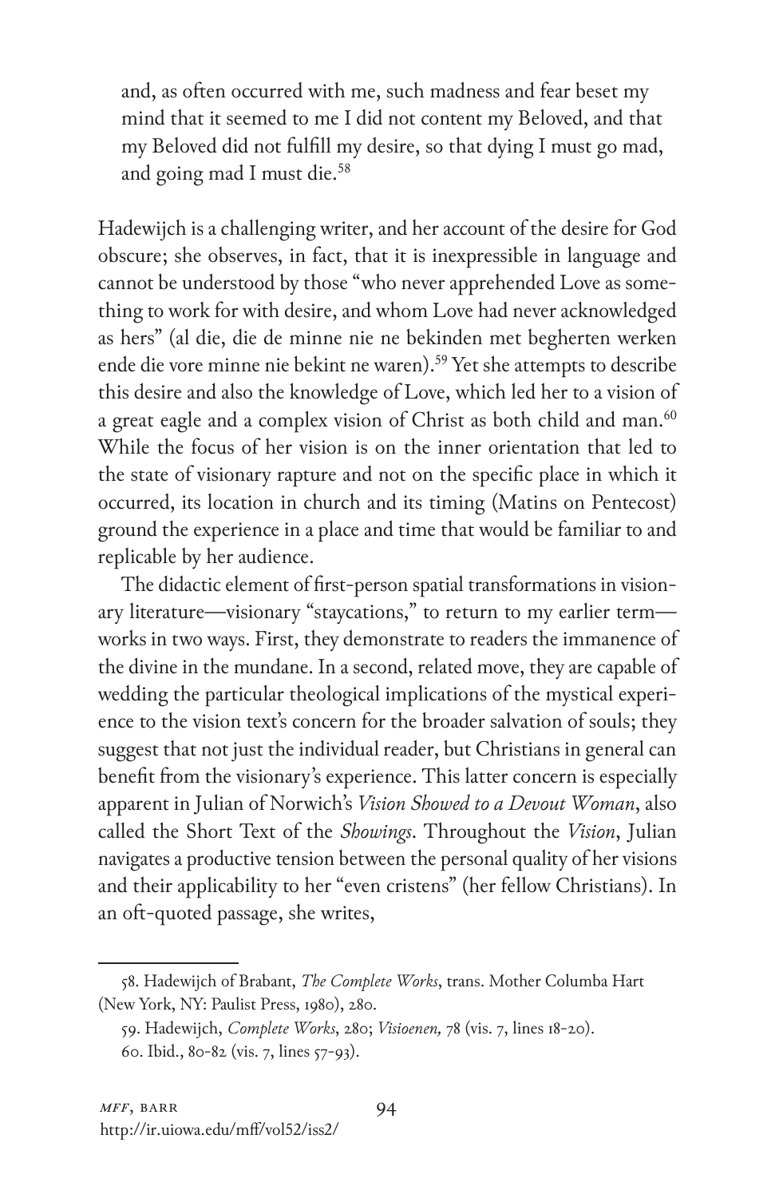> and, as often occurred with me, such madness and fear beset my mind that it seemed to me I did not content my Beloved, and that my Beloved did not fulfill my desire, so that dying I must go mad, and going mad I must die.[58]

Hadewijch is a challenging writer, and her account of the desire for God obscure; she observes, in fact, that it is inexpressible in language and cannot be understood by those "who never apprehended Love as something to work for with desire, and whom Love had never acknowledged as hers" (al die, die de minne nie ne bekinden met begherten werken ende die vore minne nie bekint ne waren).[59] Yet she attempts to describe this desire and also the knowledge of Love, which led her to a vision of a great eagle and a complex vision of Christ as both child and man.[60] While the focus of her vision is on the inner orientation that led to the state of visionary rapture and not on the specific place in which it occurred, its location in church and its timing (Matins on Pentecost) ground the experience in a place and time that would be familiar to and replicable by her audience.

The didactic element of first-person spatial transformations in visionary literature—visionary "staycations," to return to my earlier term—works in two ways. First, they demonstrate to readers the immanence of the divine in the mundane. In a second, related move, they are capable of wedding the particular theological implications of the mystical experience to the vision text's concern for the broader salvation of souls; they suggest that not just the individual reader, but Christians in general can benefit from the visionary's experience. This latter concern is especially apparent in Julian of Norwich's *Vision Showed to a Devout Woman*, also called the Short Text of the *Showings*. Throughout the *Vision*, Julian navigates a productive tension between the personal quality of her visions and their applicability to her "even cristens" (her fellow Christians). In an oft-quoted passage, she writes,

---

58. Hadewijch of Brabant, *The Complete Works*, trans. Mother Columba Hart (New York, NY: Paulist Press, 1980), 280.

59. Hadewijch, *Complete Works*, 280; *Visioenen,* 78 (vis. 7, lines 18-20).

60. Ibid., 80-82 (vis. 7, lines 57-93).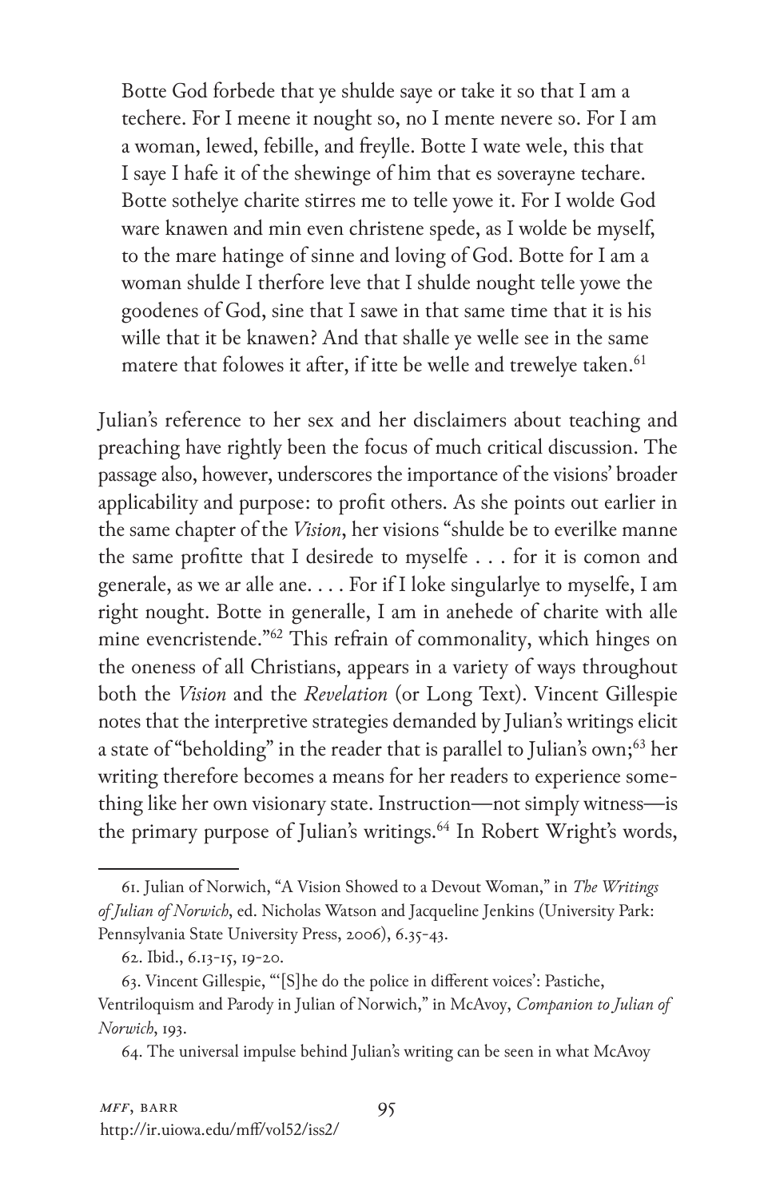> Botte God forbede that ye shulde saye or take it so that I am a techere. For I meene it nought so, no I mente nevere so. For I am a woman, lewed, febille, and freylle. Botte I wate wele, this that I saye I hafe it of the shewinge of him that es soverayne techare. Botte sothelye charite stirres me to telle yowe it. For I wolde God ware knawen and min even christene spede, as I wolde be myself, to the mare hatinge of sinne and loving of God. Botte for I am a woman shulde I therfore leve that I shulde nought telle yowe the goodenes of God, sine that I sawe in that same time that it is his wille that it be knawen? And that shalle ye welle see in the same matere that folowes it after, if itte be welle and trewelye taken.[61]

Julian's reference to her sex and her disclaimers about teaching and preaching have rightly been the focus of much critical discussion. The passage also, however, underscores the importance of the visions' broader applicability and purpose: to profit others. As she points out earlier in the same chapter of the *Vision*, her visions "shulde be to everilke manne the same profitte that I desirede to myselfe . . . for it is comon and generale, as we ar alle ane. . . . For if I loke singularlye to myselfe, I am right nought. Botte in generalle, I am in anehede of charite with alle mine evencristende."[62] This refrain of commonality, which hinges on the oneness of all Christians, appears in a variety of ways throughout both the *Vision* and the *Revelation* (or Long Text). Vincent Gillespie notes that the interpretive strategies demanded by Julian's writings elicit a state of "beholding" in the reader that is parallel to Julian's own;[63] her writing therefore becomes a means for her readers to experience something like her own visionary state. Instruction—not simply witness—is the primary purpose of Julian's writings.[64] In Robert Wright's words,

---

61. Julian of Norwich, "A Vision Showed to a Devout Woman," in *The Writings of Julian of Norwich*, ed. Nicholas Watson and Jacqueline Jenkins (University Park: Pennsylvania State University Press, 2006), 6.35-43.

62. Ibid., 6.13-15, 19-20.

63. Vincent Gillespie, "'[S]he do the police in different voices': Pastiche, Ventriloquism and Parody in Julian of Norwich," in McAvoy, *Companion to Julian of Norwich*, 193.

64. The universal impulse behind Julian's writing can be seen in what McAvoy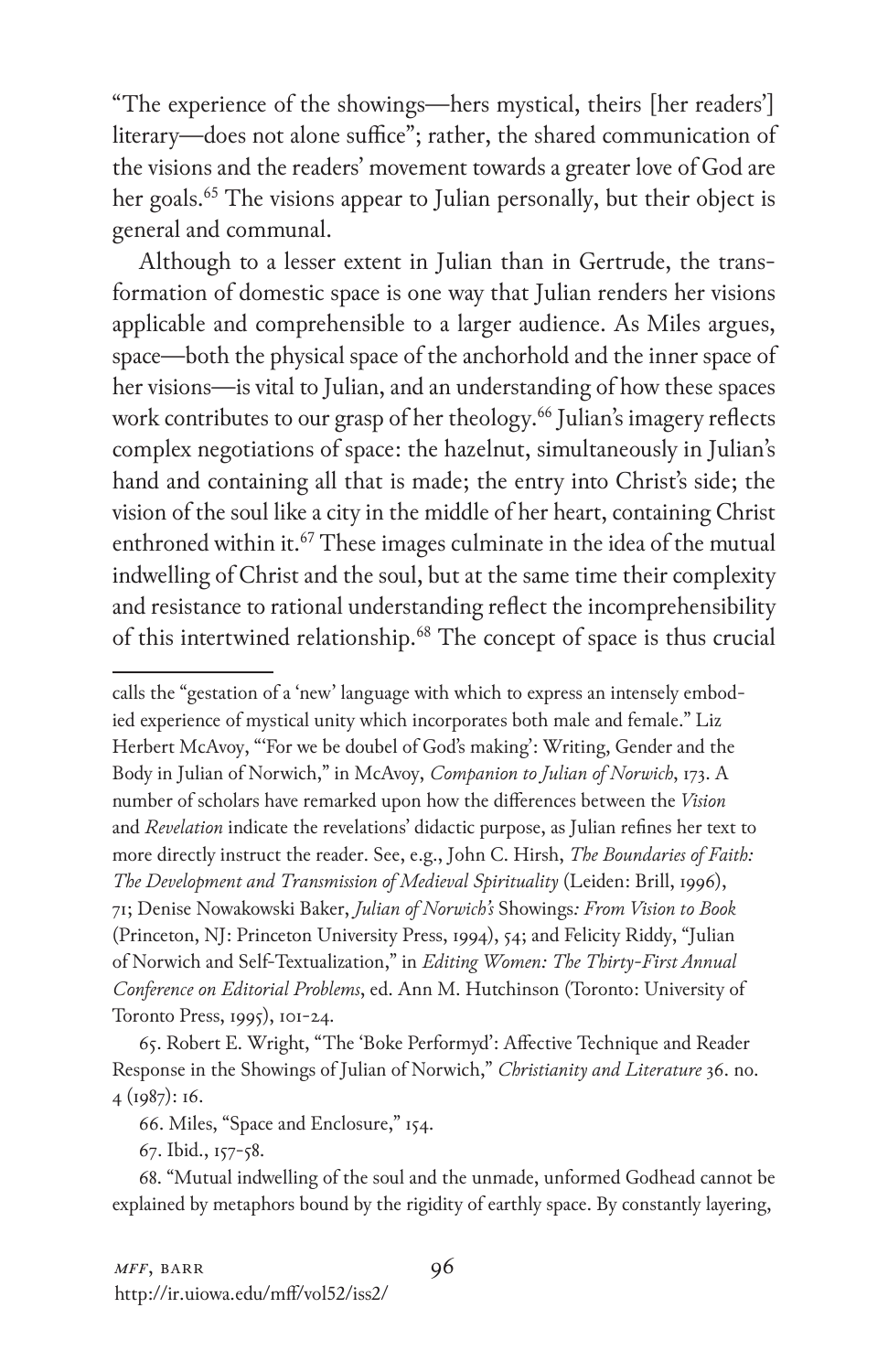"The experience of the showings—hers mystical, theirs [her readers'] literary—does not alone suffice"; rather, the shared communication of the visions and the readers' movement towards a greater love of God are her goals.[65] The visions appear to Julian personally, but their object is general and communal.

Although to a lesser extent in Julian than in Gertrude, the transformation of domestic space is one way that Julian renders her visions applicable and comprehensible to a larger audience. As Miles argues, space—both the physical space of the anchorhold and the inner space of her visions—is vital to Julian, and an understanding of how these spaces work contributes to our grasp of her theology.[66] Julian's imagery reflects complex negotiations of space: the hazelnut, simultaneously in Julian's hand and containing all that is made; the entry into Christ's side; the vision of the soul like a city in the middle of her heart, containing Christ enthroned within it.[67] These images culminate in the idea of the mutual indwelling of Christ and the soul, but at the same time their complexity and resistance to rational understanding reflect the incomprehensibility of this intertwined relationship.[68] The concept of space is thus crucial

---

calls the "gestation of a 'new' language with which to express an intensely embodied experience of mystical unity which incorporates both male and female." Liz Herbert McAvoy, "'For we be doubel of God's making': Writing, Gender and the Body in Julian of Norwich," in McAvoy, *Companion to Julian of Norwich*, 173. A number of scholars have remarked upon how the differences between the *Vision* and *Revelation* indicate the revelations' didactic purpose, as Julian refines her text to more directly instruct the reader. See, e.g., John C. Hirsh, *The Boundaries of Faith: The Development and Transmission of Medieval Spirituality* (Leiden: Brill, 1996), 71; Denise Nowakowski Baker, *Julian of Norwich's* Showings*: From Vision to Book* (Princeton, NJ: Princeton University Press, 1994), 54; and Felicity Riddy, "Julian of Norwich and Self-Textualization," in *Editing Women: The Thirty-First Annual Conference on Editorial Problems*, ed. Ann M. Hutchinson (Toronto: University of Toronto Press, 1995), 101-24.

65. Robert E. Wright, "The 'Boke Performyd': Affective Technique and Reader Response in the Showings of Julian of Norwich," *Christianity and Literature* 36. no. 4 (1987): 16.

66. Miles, "Space and Enclosure," 154.

67. Ibid., 157-58.

68. "Mutual indwelling of the soul and the unmade, unformed Godhead cannot be explained by metaphors bound by the rigidity of earthly space. By constantly layering,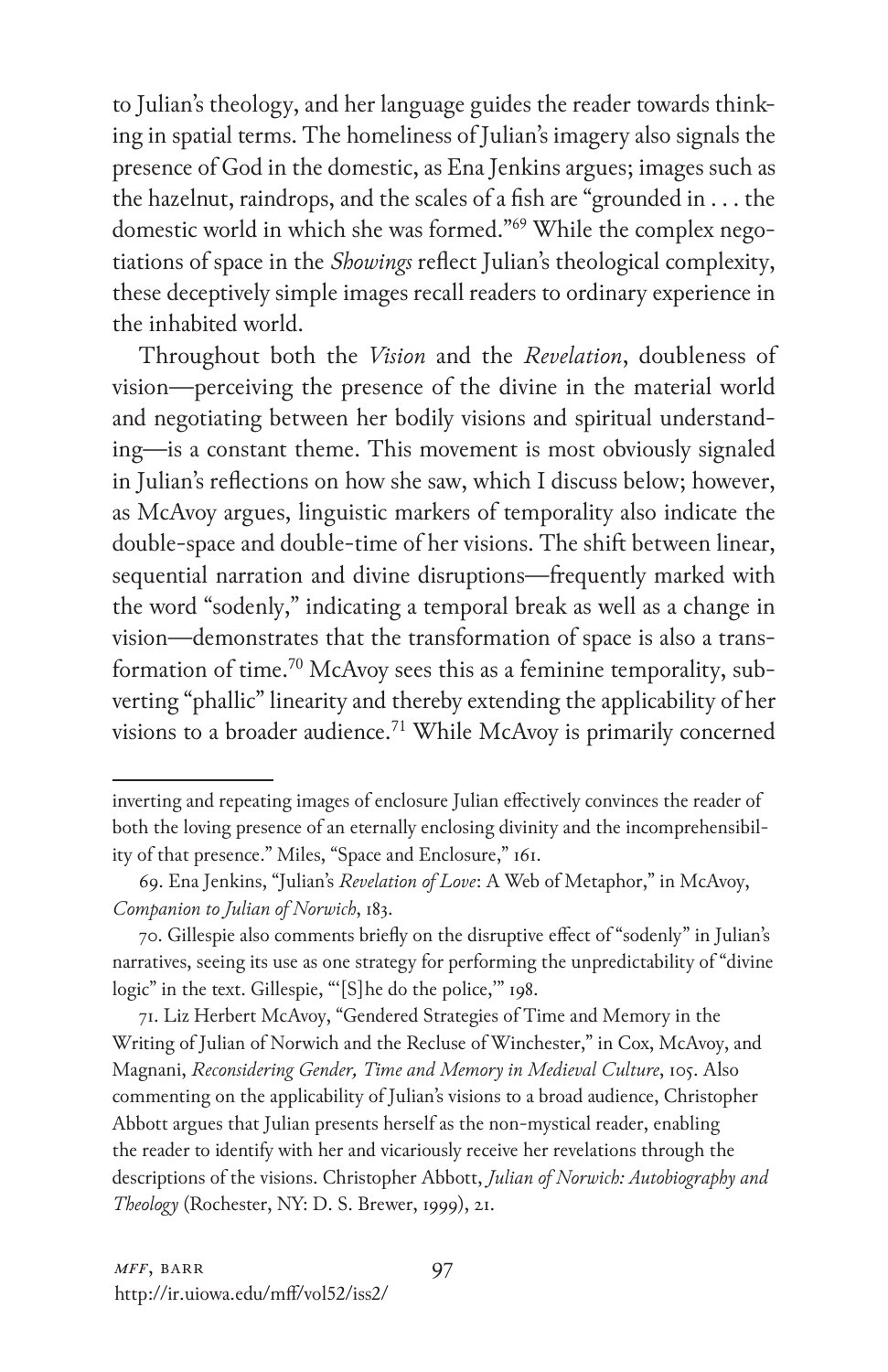to Julian's theology, and her language guides the reader towards thinking in spatial terms. The homeliness of Julian's imagery also signals the presence of God in the domestic, as Ena Jenkins argues; images such as the hazelnut, raindrops, and the scales of a fish are "grounded in . . . the domestic world in which she was formed."[69] While the complex negotiations of space in the *Showings* reflect Julian's theological complexity, these deceptively simple images recall readers to ordinary experience in the inhabited world.

Throughout both the *Vision* and the *Revelation*, doubleness of vision—perceiving the presence of the divine in the material world and negotiating between her bodily visions and spiritual understanding—is a constant theme. This movement is most obviously signaled in Julian's reflections on how she saw, which I discuss below; however, as McAvoy argues, linguistic markers of temporality also indicate the double-space and double-time of her visions. The shift between linear, sequential narration and divine disruptions—frequently marked with the word "sodenly," indicating a temporal break as well as a change in vision—demonstrates that the transformation of space is also a transformation of time.[70] McAvoy sees this as a feminine temporality, subverting "phallic" linearity and thereby extending the applicability of her visions to a broader audience.[71] While McAvoy is primarily concerned

---

inverting and repeating images of enclosure Julian effectively convinces the reader of both the loving presence of an eternally enclosing divinity and the incomprehensibility of that presence." Miles, "Space and Enclosure," 161.

69. Ena Jenkins, "Julian's *Revelation of Love*: A Web of Metaphor," in McAvoy, *Companion to Julian of Norwich*, 183.

70. Gillespie also comments briefly on the disruptive effect of "sodenly" in Julian's narratives, seeing its use as one strategy for performing the unpredictability of "divine logic" in the text. Gillespie, "'[S]he do the police,'" 198.

71. Liz Herbert McAvoy, "Gendered Strategies of Time and Memory in the Writing of Julian of Norwich and the Recluse of Winchester," in Cox, McAvoy, and Magnani, *Reconsidering Gender, Time and Memory in Medieval Culture*, 105. Also commenting on the applicability of Julian's visions to a broad audience, Christopher Abbott argues that Julian presents herself as the non-mystical reader, enabling the reader to identify with her and vicariously receive her revelations through the descriptions of the visions. Christopher Abbott, *Julian of Norwich: Autobiography and Theology* (Rochester, NY: D. S. Brewer, 1999), 21.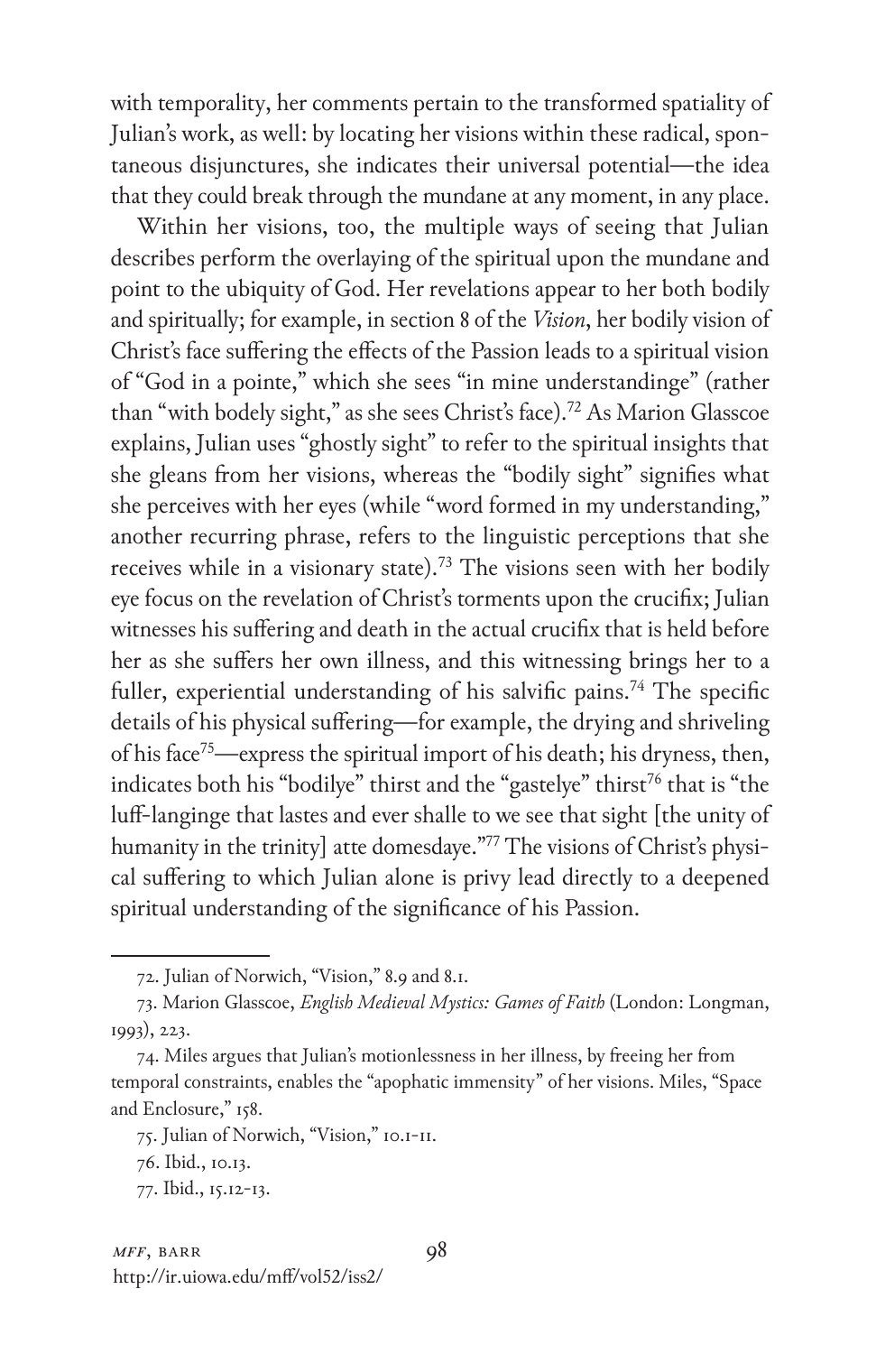with temporality, her comments pertain to the transformed spatiality of Julian's work, as well: by locating her visions within these radical, spontaneous disjunctures, she indicates their universal potential—the idea that they could break through the mundane at any moment, in any place.

Within her visions, too, the multiple ways of seeing that Julian describes perform the overlaying of the spiritual upon the mundane and point to the ubiquity of God. Her revelations appear to her both bodily and spiritually; for example, in section 8 of the *Vision*, her bodily vision of Christ's face suffering the effects of the Passion leads to a spiritual vision of "God in a pointe," which she sees "in mine understandinge" (rather than "with bodely sight," as she sees Christ's face).[72] As Marion Glasscoe explains, Julian uses "ghostly sight" to refer to the spiritual insights that she gleans from her visions, whereas the "bodily sight" signifies what she perceives with her eyes (while "word formed in my understanding," another recurring phrase, refers to the linguistic perceptions that she receives while in a visionary state).[73] The visions seen with her bodily eye focus on the revelation of Christ's torments upon the crucifix; Julian witnesses his suffering and death in the actual crucifix that is held before her as she suffers her own illness, and this witnessing brings her to a fuller, experiential understanding of his salvific pains.[74] The specific details of his physical suffering—for example, the drying and shriveling of his face[75]—express the spiritual import of his death; his dryness, then, indicates both his "bodilye" thirst and the "gastelye" thirst[76] that is "the luff-langinge that lastes and ever shalle to we see that sight [the unity of humanity in the trinity] atte domesdaye."[77] The visions of Christ's physical suffering to which Julian alone is privy lead directly to a deepened spiritual understanding of the significance of his Passion.

---

72. Julian of Norwich, "Vision," 8.9 and 8.1.

73. Marion Glasscoe, *English Medieval Mystics: Games of Faith* (London: Longman, 1993), 223.

74. Miles argues that Julian's motionlessness in her illness, by freeing her from temporal constraints, enables the "apophatic immensity" of her visions. Miles, "Space and Enclosure," 158.

75. Julian of Norwich, "Vision," 10.1-11.

76. Ibid., 10.13.

77. Ibid., 15.12-13.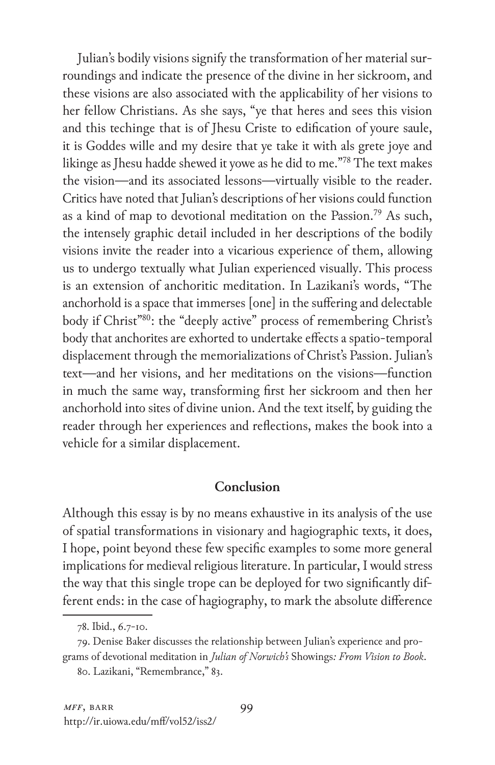Julian's bodily visions signify the transformation of her material surroundings and indicate the presence of the divine in her sickroom, and these visions are also associated with the applicability of her visions to her fellow Christians. As she says, "ye that heres and sees this vision and this techinge that is of Jhesu Criste to edification of youre saule, it is Goddes wille and my desire that ye take it with als grete joye and likinge as Jhesu hadde shewed it yowe as he did to me."[78] The text makes the vision—and its associated lessons—virtually visible to the reader. Critics have noted that Julian's descriptions of her visions could function as a kind of map to devotional meditation on the Passion.[79] As such, the intensely graphic detail included in her descriptions of the bodily visions invite the reader into a vicarious experience of them, allowing us to undergo textually what Julian experienced visually. This process is an extension of anchoritic meditation. In Lazikani's words, "The anchorhold is a space that immerses [one] in the suffering and delectable body if Christ"[80]: the "deeply active" process of remembering Christ's body that anchorites are exhorted to undertake effects a spatio-temporal displacement through the memorializations of Christ's Passion. Julian's text—and her visions, and her meditations on the visions—function in much the same way, transforming first her sickroom and then her anchorhold into sites of divine union. And the text itself, by guiding the reader through her experiences and reflections, makes the book into a vehicle for a similar displacement.

## Conclusion

Although this essay is by no means exhaustive in its analysis of the use of spatial transformations in visionary and hagiographic texts, it does, I hope, point beyond these few specific examples to some more general implications for medieval religious literature. In particular, I would stress the way that this single trope can be deployed for two significantly different ends: in the case of hagiography, to mark the absolute difference

78. Ibid., 6.7-10.

79. Denise Baker discusses the relationship between Julian's experience and programs of devotional meditation in *Julian of Norwich's* Showings*: From Vision to Book*.

80. Lazikani, "Remembrance," 83.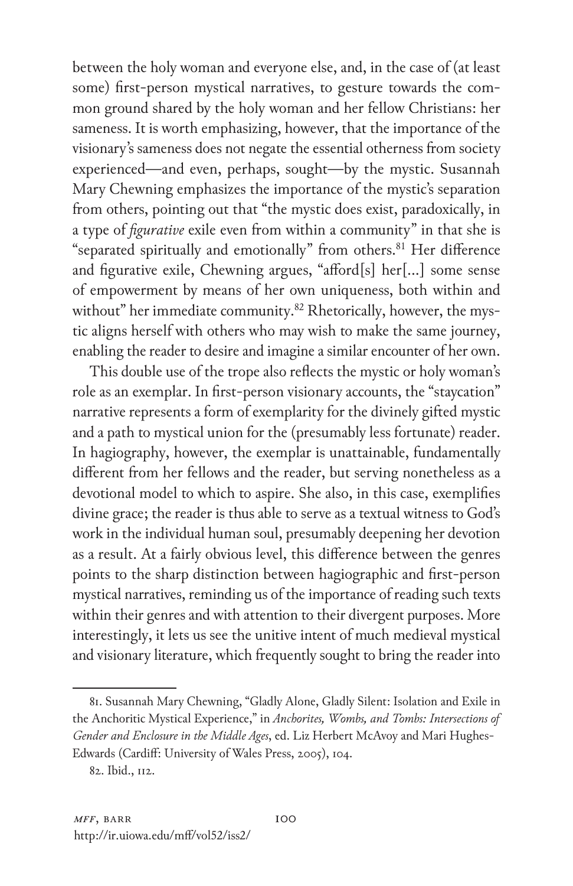between the holy woman and everyone else, and, in the case of (at least some) first-person mystical narratives, to gesture towards the common ground shared by the holy woman and her fellow Christians: her sameness. It is worth emphasizing, however, that the importance of the visionary's sameness does not negate the essential otherness from society experienced—and even, perhaps, sought—by the mystic. Susannah Mary Chewning emphasizes the importance of the mystic's separation from others, pointing out that "the mystic does exist, paradoxically, in a type of *figurative* exile even from within a community" in that she is "separated spiritually and emotionally" from others.[81] Her difference and figurative exile, Chewning argues, "afford[s] her[...] some sense of empowerment by means of her own uniqueness, both within and without" her immediate community.[82] Rhetorically, however, the mystic aligns herself with others who may wish to make the same journey, enabling the reader to desire and imagine a similar encounter of her own.

This double use of the trope also reflects the mystic or holy woman's role as an exemplar. In first-person visionary accounts, the "staycation" narrative represents a form of exemplarity for the divinely gifted mystic and a path to mystical union for the (presumably less fortunate) reader. In hagiography, however, the exemplar is unattainable, fundamentally different from her fellows and the reader, but serving nonetheless as a devotional model to which to aspire. She also, in this case, exemplifies divine grace; the reader is thus able to serve as a textual witness to God's work in the individual human soul, presumably deepening her devotion as a result. At a fairly obvious level, this difference between the genres points to the sharp distinction between hagiographic and first-person mystical narratives, reminding us of the importance of reading such texts within their genres and with attention to their divergent purposes. More interestingly, it lets us see the unitive intent of much medieval mystical and visionary literature, which frequently sought to bring the reader into

81. Susannah Mary Chewning, "Gladly Alone, Gladly Silent: Isolation and Exile in the Anchoritic Mystical Experience," in *Anchorites, Wombs, and Tombs: Intersections of Gender and Enclosure in the Middle Ages*, ed. Liz Herbert McAvoy and Mari Hughes-Edwards (Cardiff: University of Wales Press, 2005), 104.

82. Ibid., 112.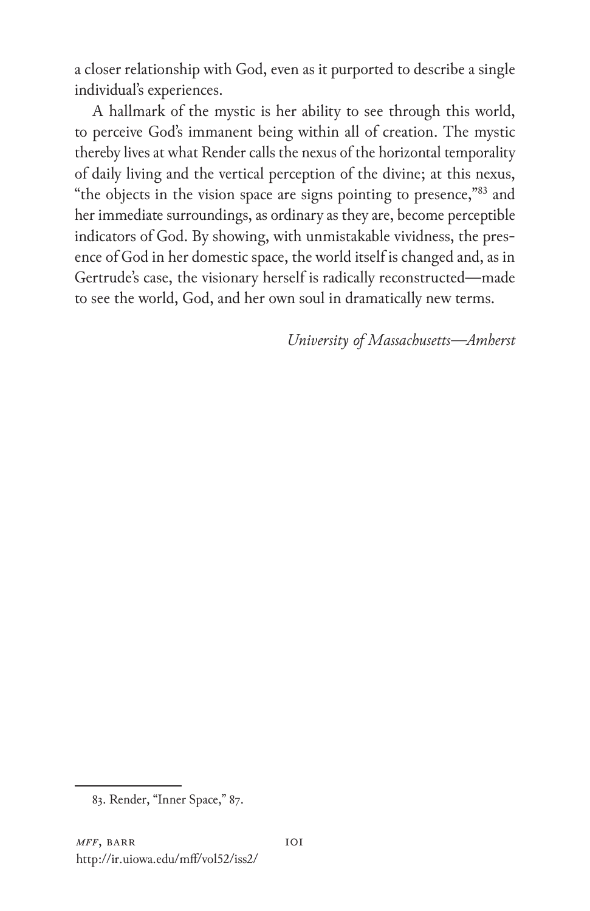a closer relationship with God, even as it purported to describe a single individual's experiences.

A hallmark of the mystic is her ability to see through this world, to perceive God's immanent being within all of creation. The mystic thereby lives at what Render calls the nexus of the horizontal temporality of daily living and the vertical perception of the divine; at this nexus, "the objects in the vision space are signs pointing to presence,"[83] and her immediate surroundings, as ordinary as they are, become perceptible indicators of God. By showing, with unmistakable vividness, the presence of God in her domestic space, the world itself is changed and, as in Gertrude's case, the visionary herself is radically reconstructed—made to see the world, God, and her own soul in dramatically new terms.

*University of Massachusetts—Amherst*

83. Render, "Inner Space," 87.